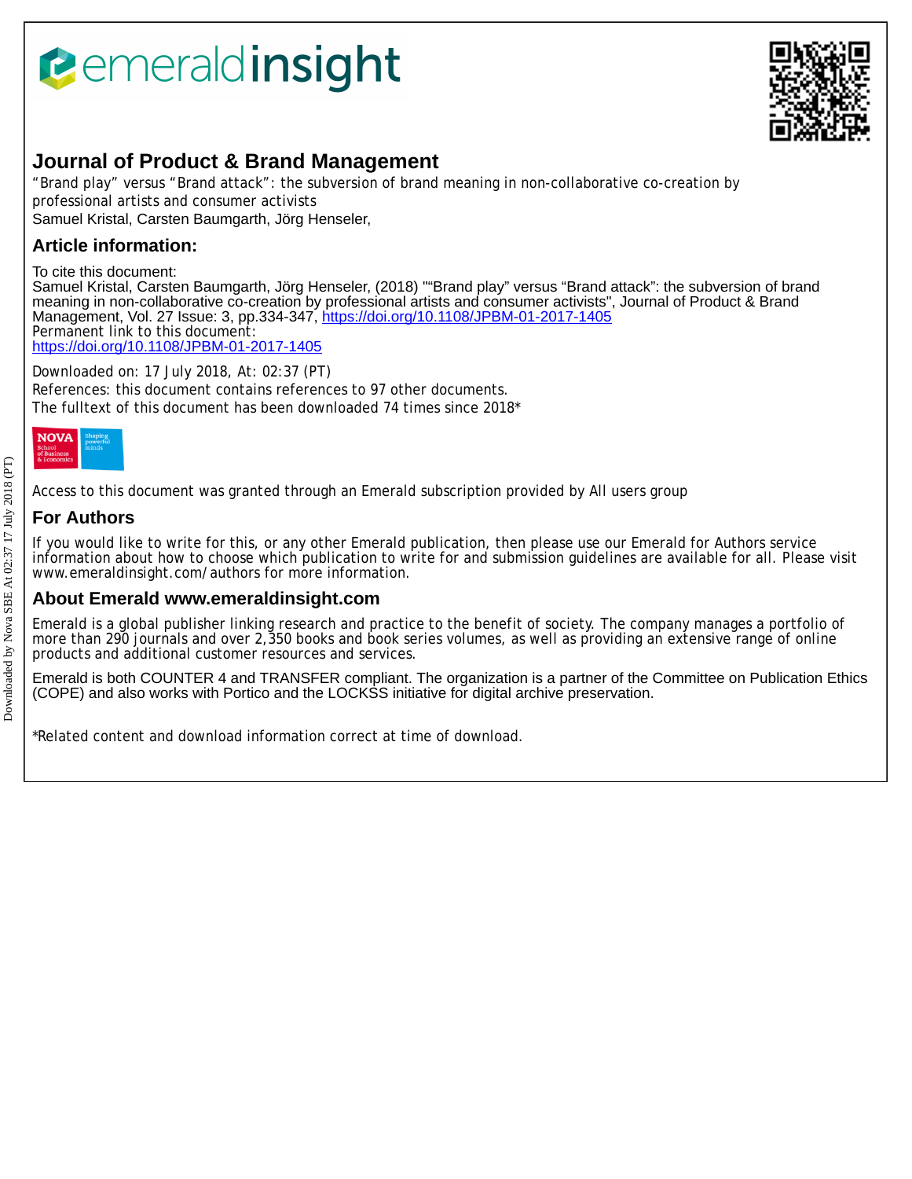# Journal of Product & Brand Management

"Brand play" versus "Brand attack": the subversion of brand meaning in non-collaborative co-creation by professional artists and consumer activists

Samuel Kristal, Carsten Baumgarth, Jörg Henseler,

## Article information:

To cite this document:
Samuel Kristal, Carsten Baumgarth, Jörg Henseler, (2018) ""Brand play" versus "Brand attack": the subversion of brand meaning in non-collaborative co-creation by professional artists and consumer activists", Journal of Product & Brand Management, Vol. 27 Issue: 3, pp.334-347, https://doi.org/10.1108/JPBM-01-2017-1405
Permanent link to this document:
https://doi.org/10.1108/JPBM-01-2017-1405

Downloaded on: 17 July 2018, At: 02:37 (PT)
References: this document contains references to 97 other documents.
The fulltext of this document has been downloaded 74 times since 2018*

Access to this document was granted through an Emerald subscription provided by All users group

## For Authors

If you would like to write for this, or any other Emerald publication, then please use our Emerald for Authors service information about how to choose which publication to write for and submission guidelines are available for all. Please visit www.emeraldinsight.com/authors for more information.

## About Emerald www.emeraldinsight.com

Emerald is a global publisher linking research and practice to the benefit of society. The company manages a portfolio of more than 290 journals and over 2,350 books and book series volumes, as well as providing an extensive range of online products and additional customer resources and services.

Emerald is both COUNTER 4 and TRANSFER compliant. The organization is a partner of the Committee on Publication Ethics (COPE) and also works with Portico and the LOCKSS initiative for digital archive preservation.

*Related content and download information correct at time of download.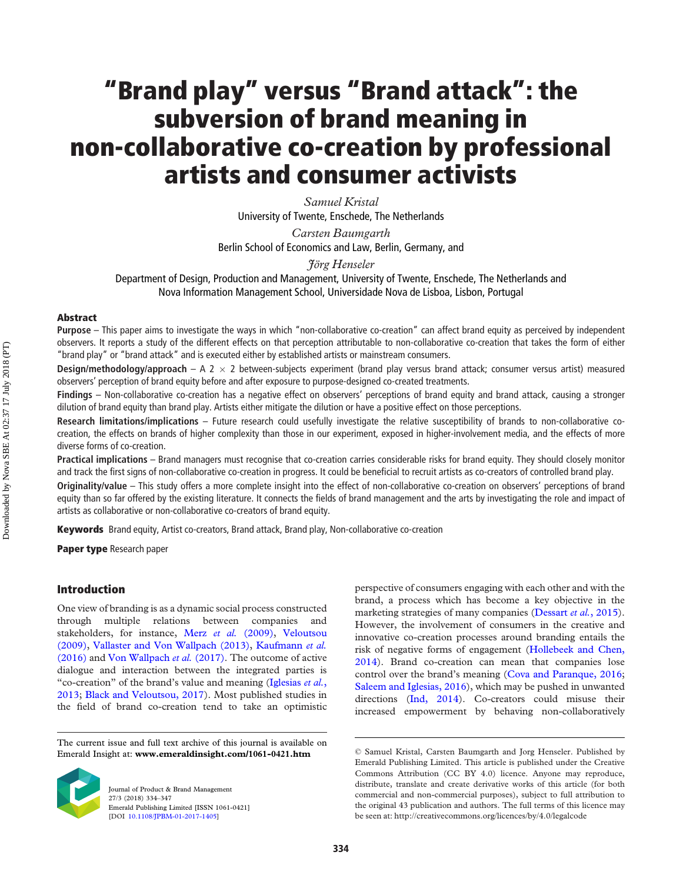# "Brand play" versus "Brand attack": the subversion of brand meaning in non-collaborative co-creation by professional artists and consumer activists

*Samuel Kristal*
University of Twente, Enschede, The Netherlands

*Carsten Baumgarth*
Berlin School of Economics and Law, Berlin, Germany, and

*Jörg Henseler*
Department of Design, Production and Management, University of Twente, Enschede, The Netherlands and
Nova Information Management School, Universidade Nova de Lisboa, Lisbon, Portugal

## Abstract

**Purpose** – This paper aims to investigate the ways in which "non-collaborative co-creation" can affect brand equity as perceived by independent observers. It reports a study of the different effects on that perception attributable to non-collaborative co-creation that takes the form of either "brand play" or "brand attack" and is executed either by established artists or mainstream consumers.

**Design/methodology/approach** – A 2 × 2 between-subjects experiment (brand play versus brand attack; consumer versus artist) measured observers' perception of brand equity before and after exposure to purpose-designed co-created treatments.

**Findings** – Non-collaborative co-creation has a negative effect on observers' perceptions of brand equity and brand attack, causing a stronger dilution of brand equity than brand play. Artists either mitigate the dilution or have a positive effect on those perceptions.

**Research limitations/implications** – Future research could usefully investigate the relative susceptibility of brands to non-collaborative co-creation, the effects on brands of higher complexity than those in our experiment, exposed in higher-involvement media, and the effects of more diverse forms of co-creation.

**Practical implications** – Brand managers must recognise that co-creation carries considerable risks for brand equity. They should closely monitor and track the first signs of non-collaborative co-creation in progress. It could be beneficial to recruit artists as co-creators of controlled brand play.

**Originality/value** – This study offers a more complete insight into the effect of non-collaborative co-creation on observers' perceptions of brand equity than so far offered by the existing literature. It connects the fields of brand management and the arts by investigating the role and impact of artists as collaborative or non-collaborative co-creators of brand equity.

**Keywords** Brand equity, Artist co-creators, Brand attack, Brand play, Non-collaborative co-creation

**Paper type** Research paper

## Introduction

One view of branding is as a dynamic social process constructed through multiple relations between companies and stakeholders, for instance, Merz *et al.* (2009), Veloutsou (2009), Vallaster and Von Wallpach (2013), Kaufmann *et al.* (2016) and Von Wallpach *et al.* (2017). The outcome of active dialogue and interaction between the integrated parties is "co-creation" of the brand's value and meaning (Iglesias *et al.*, 2013; Black and Veloutsou, 2017). Most published studies in the field of brand co-creation tend to take an optimistic perspective of consumers engaging with each other and with the brand, a process which has become a key objective in the marketing strategies of many companies (Dessart *et al.*, 2015). However, the involvement of consumers in the creative and innovative co-creation processes around branding entails the risk of negative forms of engagement (Hollebeek and Chen, 2014). Brand co-creation can mean that companies lose control over the brand's meaning (Cova and Paranque, 2016; Saleem and Iglesias, 2016), which may be pushed in unwanted directions (Ind, 2014). Co-creators could misuse their increased empowerment by behaving non-collaboratively

The current issue and full text archive of this journal is available on Emerald Insight at: **www.emeraldinsight.com/1061-0421.htm**

Journal of Product & Brand Management
27/3 (2018) 334–347
Emerald Publishing Limited [ISSN 1061-0421]
[DOI 10.1108/JPBM-01-2017-1405]

© Samuel Kristal, Carsten Baumgarth and Jorg Henseler. Published by Emerald Publishing Limited. This article is published under the Creative Commons Attribution (CC BY 4.0) licence. Anyone may reproduce, distribute, translate and create derivative works of this article (for both commercial and non-commercial purposes), subject to full attribution to the original 43 publication and authors. The full terms of this licence may be seen at: http://creativecommons.org/licences/by/4.0/legalcode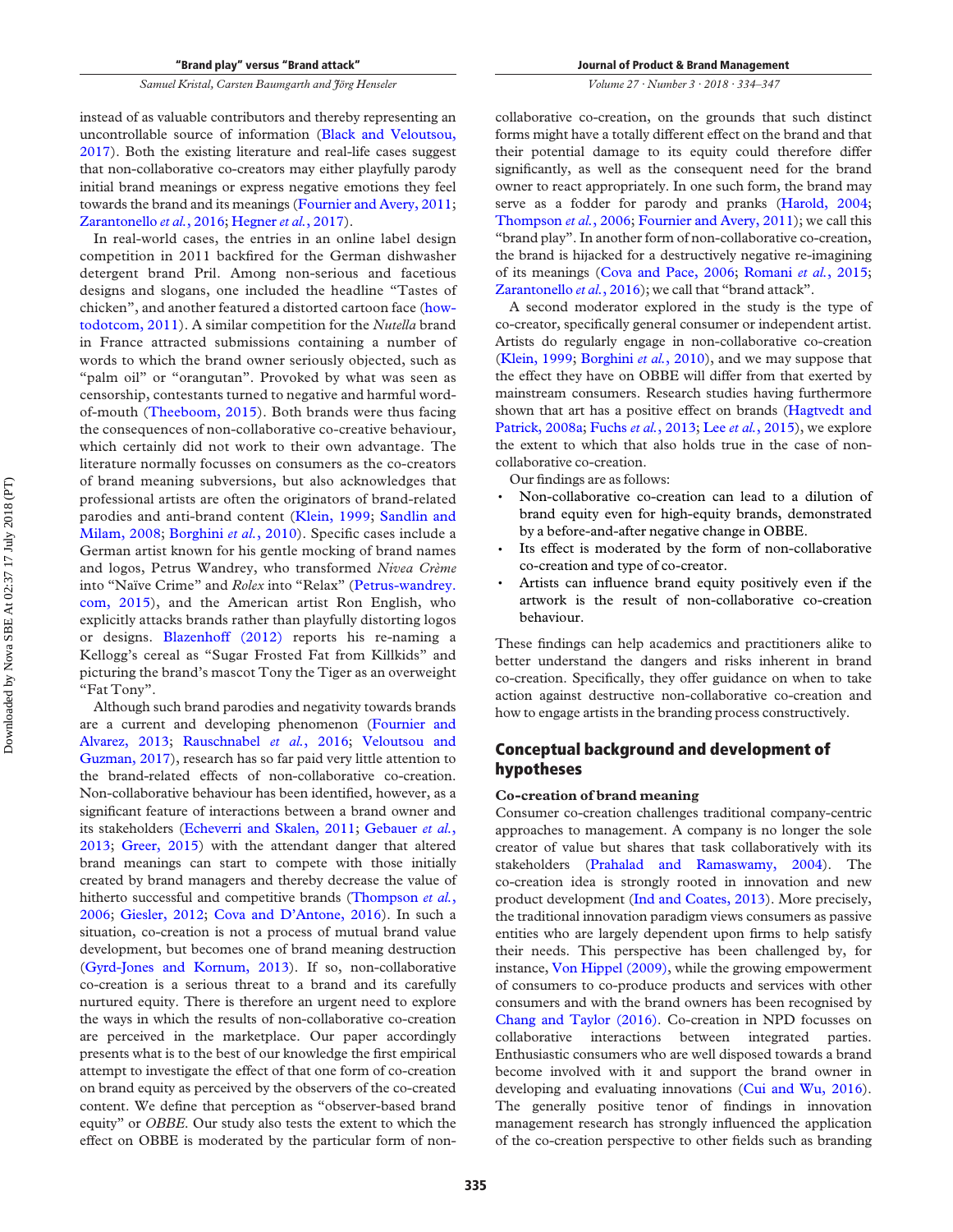instead of as valuable contributors and thereby representing an uncontrollable source of information (Black and Veloutsou, 2017). Both the existing literature and real-life cases suggest that non-collaborative co-creators may either playfully parody initial brand meanings or express negative emotions they feel towards the brand and its meanings (Fournier and Avery, 2011; Zarantonello *et al.*, 2016; Hegner *et al.*, 2017).

In real-world cases, the entries in an online label design competition in 2011 backfired for the German dishwasher detergent brand Pril. Among non-serious and facetious designs and slogans, one included the headline "Tastes of chicken", and another featured a distorted cartoon face (how-todotcom, 2011). A similar competition for the *Nutella* brand in France attracted submissions containing a number of words to which the brand owner seriously objected, such as "palm oil" or "orangutan". Provoked by what was seen as censorship, contestants turned to negative and harmful word-of-mouth (Theeboom, 2015). Both brands were thus facing the consequences of non-collaborative co-creative behaviour, which certainly did not work to their own advantage. The literature normally focusses on consumers as the co-creators of brand meaning subversions, but also acknowledges that professional artists are often the originators of brand-related parodies and anti-brand content (Klein, 1999; Sandlin and Milam, 2008; Borghini *et al.*, 2010). Specific cases include a German artist known for his gentle mocking of brand names and logos, Petrus Wandrey, who transformed *Nivea Crème* into "Naïve Crime" and *Rolex* into "Relax" (Petrus-wandrey.com, 2015), and the American artist Ron English, who explicitly attacks brands rather than playfully distorting logos or designs. Blazenhoff (2012) reports his re-naming a Kellogg's cereal as "Sugar Frosted Fat from Killkids" and picturing the brand's mascot Tony the Tiger as an overweight "Fat Tony".

Although such brand parodies and negativity towards brands are a current and developing phenomenon (Fournier and Alvarez, 2013; Rauschnabel *et al.*, 2016; Veloutsou and Guzman, 2017), research has so far paid very little attention to the brand-related effects of non-collaborative co-creation. Non-collaborative behaviour has been identified, however, as a significant feature of interactions between a brand owner and its stakeholders (Echeverri and Skalen, 2011; Gebauer *et al.*, 2013; Greer, 2015) with the attendant danger that altered brand meanings can start to compete with those initially created by brand managers and thereby decrease the value of hitherto successful and competitive brands (Thompson *et al.*, 2006; Giesler, 2012; Cova and D'Antone, 2016). In such a situation, co-creation is not a process of mutual brand value development, but becomes one of brand meaning destruction (Gyrd-Jones and Kornum, 2013). If so, non-collaborative co-creation is a serious threat to a brand and its carefully nurtured equity. There is therefore an urgent need to explore the ways in which the results of non-collaborative co-creation are perceived in the marketplace. Our paper accordingly presents what is to the best of our knowledge the first empirical attempt to investigate the effect of that one form of co-creation on brand equity as perceived by the observers of the co-created content. We define that perception as "observer-based brand equity" or *OBBE*. Our study also tests the extent to which the effect on OBBE is moderated by the particular form of non-collaborative co-creation, on the grounds that such distinct forms might have a totally different effect on the brand and that their potential damage to its equity could therefore differ significantly, as well as the consequent need for the brand owner to react appropriately. In one such form, the brand may serve as a fodder for parody and pranks (Harold, 2004; Thompson *et al.*, 2006; Fournier and Avery, 2011); we call this "brand play". In another form of non-collaborative co-creation, the brand is hijacked for a destructively negative re-imagining of its meanings (Cova and Pace, 2006; Romani *et al.*, 2015; Zarantonello *et al.*, 2016); we call that "brand attack".

A second moderator explored in the study is the type of co-creator, specifically general consumer or independent artist. Artists do regularly engage in non-collaborative co-creation (Klein, 1999; Borghini *et al.*, 2010), and we may suppose that the effect they have on OBBE will differ from that exerted by mainstream consumers. Research studies having furthermore shown that art has a positive effect on brands (Hagtvedt and Patrick, 2008a; Fuchs *et al.*, 2013; Lee *et al.*, 2015), we explore the extent to which that also holds true in the case of non-collaborative co-creation.

Our findings are as follows:

- Non-collaborative co-creation can lead to a dilution of brand equity even for high-equity brands, demonstrated by a before-and-after negative change in OBBE.
- Its effect is moderated by the form of non-collaborative co-creation and type of co-creator.
- Artists can influence brand equity positively even if the artwork is the result of non-collaborative co-creation behaviour.

These findings can help academics and practitioners alike to better understand the dangers and risks inherent in brand co-creation. Specifically, they offer guidance on when to take action against destructive non-collaborative co-creation and how to engage artists in the branding process constructively.

## Conceptual background and development of hypotheses

### Co-creation of brand meaning

Consumer co-creation challenges traditional company-centric approaches to management. A company is no longer the sole creator of value but shares that task collaboratively with its stakeholders (Prahalad and Ramaswamy, 2004). The co-creation idea is strongly rooted in innovation and new product development (Ind and Coates, 2013). More precisely, the traditional innovation paradigm views consumers as passive entities who are largely dependent upon firms to help satisfy their needs. This perspective has been challenged by, for instance, Von Hippel (2009), while the growing empowerment of consumers to co-produce products and services with other consumers and with the brand owners has been recognised by Chang and Taylor (2016). Co-creation in NPD focusses on collaborative interactions between integrated parties. Enthusiastic consumers who are well disposed towards a brand become involved with it and support the brand owner in developing and evaluating innovations (Cui and Wu, 2016). The generally positive tenor of findings in innovation management research has strongly influenced the application of the co-creation perspective to other fields such as branding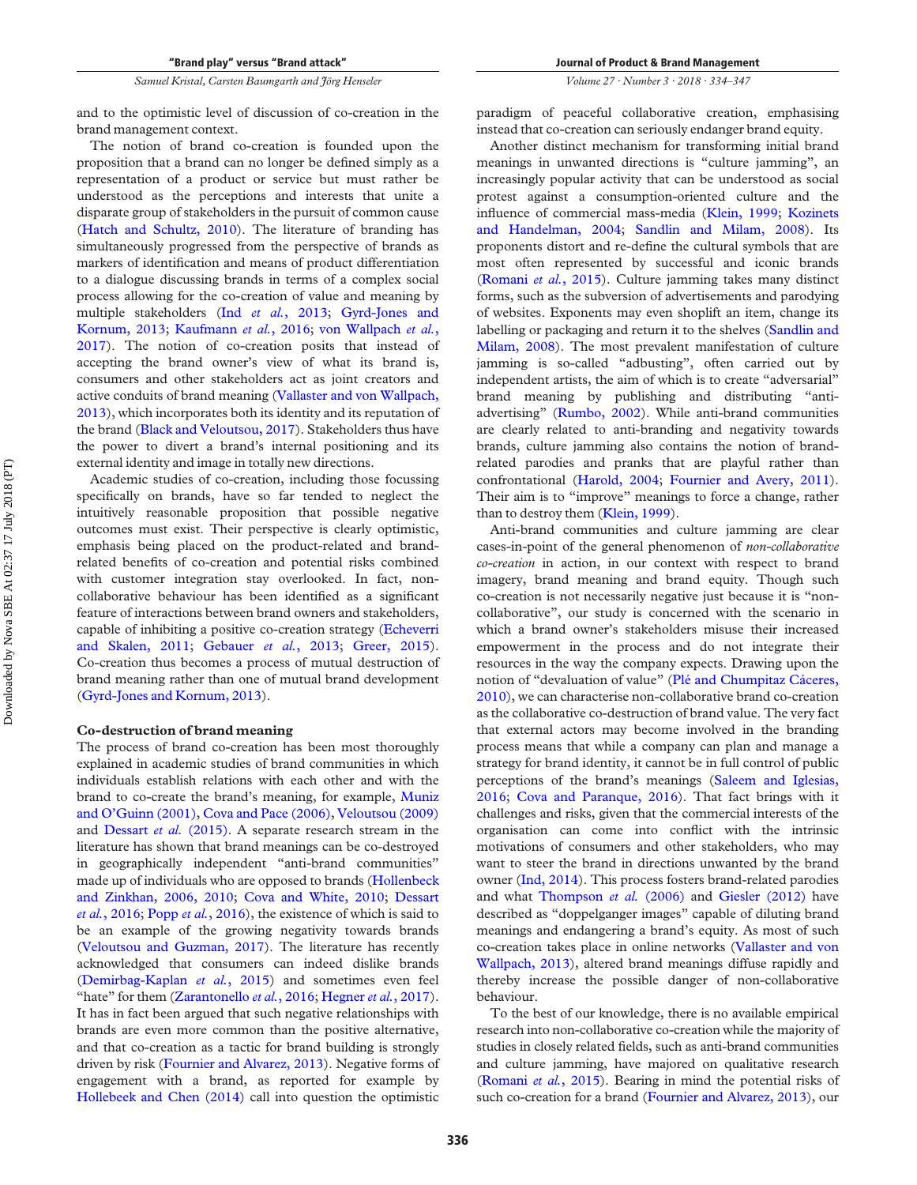and to the optimistic level of discussion of co-creation in the brand management context.

The notion of brand co-creation is founded upon the proposition that a brand can no longer be defined simply as a representation of a product or service but must rather be understood as the perceptions and interests that unite a disparate group of stakeholders in the pursuit of common cause (Hatch and Schultz, 2010). The literature of branding has simultaneously progressed from the perspective of brands as markers of identification and means of product differentiation to a dialogue discussing brands in terms of a complex social process allowing for the co-creation of value and meaning by multiple stakeholders (Ind *et al.*, 2013; Gyrd-Jones and Kornum, 2013; Kaufmann *et al.*, 2016; von Wallpach *et al.*, 2017). The notion of co-creation posits that instead of accepting the brand owner's view of what its brand is, consumers and other stakeholders act as joint creators and active conduits of brand meaning (Vallaster and von Wallpach, 2013), which incorporates both its identity and its reputation of the brand (Black and Veloutsou, 2017). Stakeholders thus have the power to divert a brand's internal positioning and its external identity and image in totally new directions.

Academic studies of co-creation, including those focussing specifically on brands, have so far tended to neglect the intuitively reasonable proposition that possible negative outcomes must exist. Their perspective is clearly optimistic, emphasis being placed on the product-related and brand-related benefits of co-creation and potential risks combined with customer integration stay overlooked. In fact, non-collaborative behaviour has been identified as a significant feature of interactions between brand owners and stakeholders, capable of inhibiting a positive co-creation strategy (Echeverri and Skalen, 2011; Gebauer *et al.*, 2013; Greer, 2015). Co-creation thus becomes a process of mutual destruction of brand meaning rather than one of mutual brand development (Gyrd-Jones and Kornum, 2013).

## Co-destruction of brand meaning

The process of brand co-creation has been most thoroughly explained in academic studies of brand communities in which individuals establish relations with each other and with the brand to co-create the brand's meaning, for example, Muniz and O'Guinn (2001), Cova and Pace (2006), Veloutsou (2009) and Dessart *et al.* (2015). A separate research stream in the literature has shown that brand meanings can be co-destroyed in geographically independent "anti-brand communities" made up of individuals who are opposed to brands (Hollenbeck and Zinkhan, 2006, 2010; Cova and White, 2010; Dessart *et al.*, 2016; Popp *et al.*, 2016), the existence of which is said to be an example of the growing negativity towards brands (Veloutsou and Guzman, 2017). The literature has recently acknowledged that consumers can indeed dislike brands (Demirbag-Kaplan *et al.*, 2015) and sometimes even feel "hate" for them (Zarantonello *et al.*, 2016; Hegner *et al.*, 2017). It has in fact been argued that such negative relationships with brands are even more common than the positive alternative, and that co-creation as a tactic for brand building is strongly driven by risk (Fournier and Alvarez, 2013). Negative forms of engagement with a brand, as reported for example by Hollebeek and Chen (2014) call into question the optimistic paradigm of peaceful collaborative creation, emphasising instead that co-creation can seriously endanger brand equity.

Another distinct mechanism for transforming initial brand meanings in unwanted directions is "culture jamming", an increasingly popular activity that can be understood as social protest against a consumption-oriented culture and the influence of commercial mass-media (Klein, 1999; Kozinets and Handelman, 2004; Sandlin and Milam, 2008). Its proponents distort and re-define the cultural symbols that are most often represented by successful and iconic brands (Romani *et al.*, 2015). Culture jamming takes many distinct forms, such as the subversion of advertisements and parodying of websites. Exponents may even shoplift an item, change its labelling or packaging and return it to the shelves (Sandlin and Milam, 2008). The most prevalent manifestation of culture jamming is so-called "adbusting", often carried out by independent artists, the aim of which is to create "adversarial" brand meaning by publishing and distributing "anti-advertising" (Rumbo, 2002). While anti-brand communities are clearly related to anti-branding and negativity towards brands, culture jamming also contains the notion of brand-related parodies and pranks that are playful rather than confrontational (Harold, 2004; Fournier and Avery, 2011). Their aim is to "improve" meanings to force a change, rather than to destroy them (Klein, 1999).

Anti-brand communities and culture jamming are clear cases-in-point of the general phenomenon of *non-collaborative co-creation* in action, in our context with respect to brand imagery, brand meaning and brand equity. Though such co-creation is not necessarily negative just because it is "non-collaborative", our study is concerned with the scenario in which a brand owner's stakeholders misuse their increased empowerment in the process and do not integrate their resources in the way the company expects. Drawing upon the notion of "devaluation of value" (Plé and Chumpitaz Cáceres, 2010), we can characterise non-collaborative brand co-creation as the collaborative co-destruction of brand value. The very fact that external actors may become involved in the branding process means that while a company can plan and manage a strategy for brand identity, it cannot be in full control of public perceptions of the brand's meanings (Saleem and Iglesias, 2016; Cova and Paranque, 2016). That fact brings with it challenges and risks, given that the commercial interests of the organisation can come into conflict with the intrinsic motivations of consumers and other stakeholders, who may want to steer the brand in directions unwanted by the brand owner (Ind, 2014). This process fosters brand-related parodies and what Thompson *et al.* (2006) and Giesler (2012) have described as "doppelganger images" capable of diluting brand meanings and endangering a brand's equity. As most of such co-creation takes place in online networks (Vallaster and von Wallpach, 2013), altered brand meanings diffuse rapidly and thereby increase the possible danger of non-collaborative behaviour.

To the best of our knowledge, there is no available empirical research into non-collaborative co-creation while the majority of studies in closely related fields, such as anti-brand communities and culture jamming, have majored on qualitative research (Romani *et al.*, 2015). Bearing in mind the potential risks of such co-creation for a brand (Fournier and Alvarez, 2013), our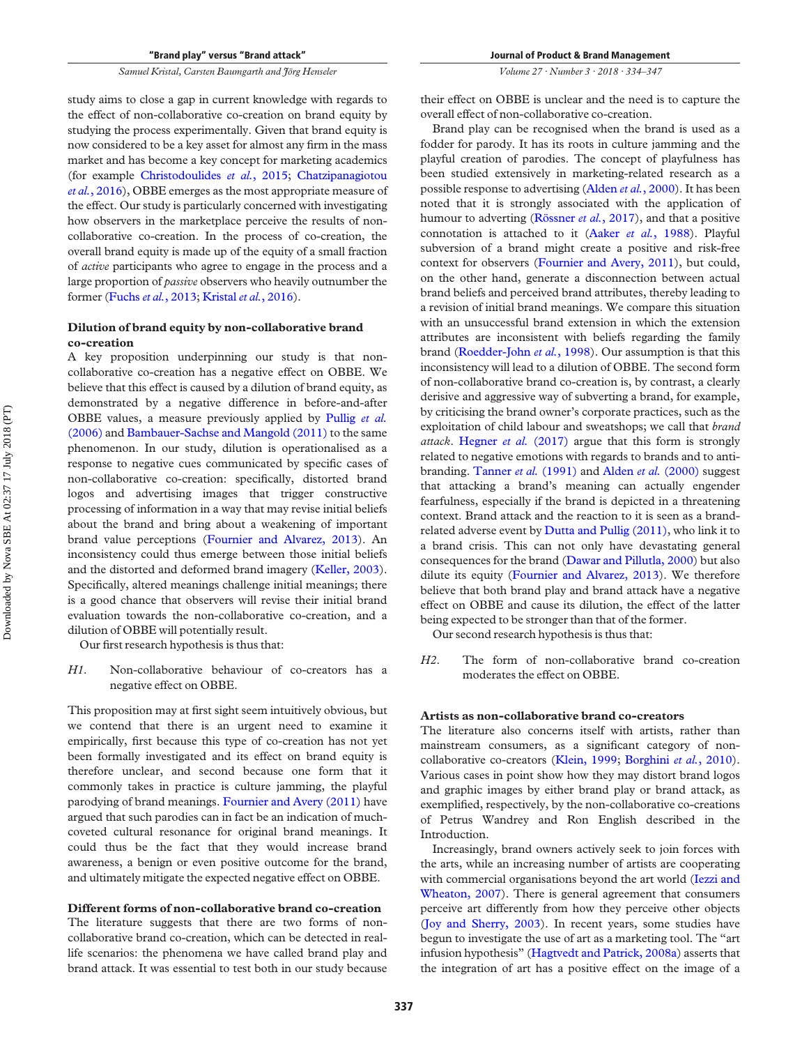study aims to close a gap in current knowledge with regards to the effect of non-collaborative co-creation on brand equity by studying the process experimentally. Given that brand equity is now considered to be a key asset for almost any firm in the mass market and has become a key concept for marketing academics (for example Christodoulides *et al.*, 2015; Chatzipanagiotou *et al.*, 2016), OBBE emerges as the most appropriate measure of the effect. Our study is particularly concerned with investigating how observers in the marketplace perceive the results of non-collaborative co-creation. In the process of co-creation, the overall brand equity is made up of the equity of a small fraction of *active* participants who agree to engage in the process and a large proportion of *passive* observers who heavily outnumber the former (Fuchs *et al.*, 2013; Kristal *et al.*, 2016).

### Dilution of brand equity by non-collaborative brand co-creation

A key proposition underpinning our study is that non-collaborative co-creation has a negative effect on OBBE. We believe that this effect is caused by a dilution of brand equity, as demonstrated by a negative difference in before-and-after OBBE values, a measure previously applied by Pullig *et al.* (2006) and Bambauer-Sachse and Mangold (2011) to the same phenomenon. In our study, dilution is operationalised as a response to negative cues communicated by specific cases of non-collaborative co-creation: specifically, distorted brand logos and advertising images that trigger constructive processing of information in a way that may revise initial beliefs about the brand and bring about a weakening of important brand value perceptions (Fournier and Alvarez, 2013). An inconsistency could thus emerge between those initial beliefs and the distorted and deformed brand imagery (Keller, 2003). Specifically, altered meanings challenge initial meanings; there is a good chance that observers will revise their initial brand evaluation towards the non-collaborative co-creation, and a dilution of OBBE will potentially result.

Our first research hypothesis is thus that:

*H1.* Non-collaborative behaviour of co-creators has a negative effect on OBBE.

This proposition may at first sight seem intuitively obvious, but we contend that there is an urgent need to examine it empirically, first because this type of co-creation has not yet been formally investigated and its effect on brand equity is therefore unclear, and second because one form that it commonly takes in practice is culture jamming, the playful parodying of brand meanings. Fournier and Avery (2011) have argued that such parodies can in fact be an indication of much-coveted cultural resonance for original brand meanings. It could thus be the fact that they would increase brand awareness, a benign or even positive outcome for the brand, and ultimately mitigate the expected negative effect on OBBE.

### Different forms of non-collaborative brand co-creation

The literature suggests that there are two forms of non-collaborative brand co-creation, which can be detected in real-life scenarios: the phenomena we have called brand play and brand attack. It was essential to test both in our study because their effect on OBBE is unclear and the need is to capture the overall effect of non-collaborative co-creation.

Brand play can be recognised when the brand is used as a fodder for parody. It has its roots in culture jamming and the playful creation of parodies. The concept of playfulness has been studied extensively in marketing-related research as a possible response to advertising (Alden *et al.*, 2000). It has been noted that it is strongly associated with the application of humour to adverting (Rössner *et al.*, 2017), and that a positive connotation is attached to it (Aaker *et al.*, 1988). Playful subversion of a brand might create a positive and risk-free context for observers (Fournier and Avery, 2011), but could, on the other hand, generate a disconnection between actual brand beliefs and perceived brand attributes, thereby leading to a revision of initial brand meanings. We compare this situation with an unsuccessful brand extension in which the extension attributes are inconsistent with beliefs regarding the family brand (Roedder-John *et al.*, 1998). Our assumption is that this inconsistency will lead to a dilution of OBBE. The second form of non-collaborative brand co-creation is, by contrast, a clearly derisive and aggressive way of subverting a brand, for example, by criticising the brand owner's corporate practices, such as the exploitation of child labour and sweatshops; we call that *brand attack*. Hegner *et al.* (2017) argue that this form is strongly related to negative emotions with regards to brands and to anti-branding. Tanner *et al.* (1991) and Alden *et al.* (2000) suggest that attacking a brand's meaning can actually engender fearfulness, especially if the brand is depicted in a threatening context. Brand attack and the reaction to it is seen as a brand-related adverse event by Dutta and Pullig (2011), who link it to a brand crisis. This can not only have devastating general consequences for the brand (Dawar and Pillutla, 2000) but also dilute its equity (Fournier and Alvarez, 2013). We therefore believe that both brand play and brand attack have a negative effect on OBBE and cause its dilution, the effect of the latter being expected to be stronger than that of the former.

Our second research hypothesis is thus that:

*H2.* The form of non-collaborative brand co-creation moderates the effect on OBBE.

### Artists as non-collaborative brand co-creators

The literature also concerns itself with artists, rather than mainstream consumers, as a significant category of non-collaborative co-creators (Klein, 1999; Borghini *et al.*, 2010). Various cases in point show how they may distort brand logos and graphic images by either brand play or brand attack, as exemplified, respectively, by the non-collaborative co-creations of Petrus Wandrey and Ron English described in the Introduction.

Increasingly, brand owners actively seek to join forces with the arts, while an increasing number of artists are cooperating with commercial organisations beyond the art world (Iezzi and Wheaton, 2007). There is general agreement that consumers perceive art differently from how they perceive other objects (Joy and Sherry, 2003). In recent years, some studies have begun to investigate the use of art as a marketing tool. The "art infusion hypothesis" (Hagtvedt and Patrick, 2008a) asserts that the integration of art has a positive effect on the image of a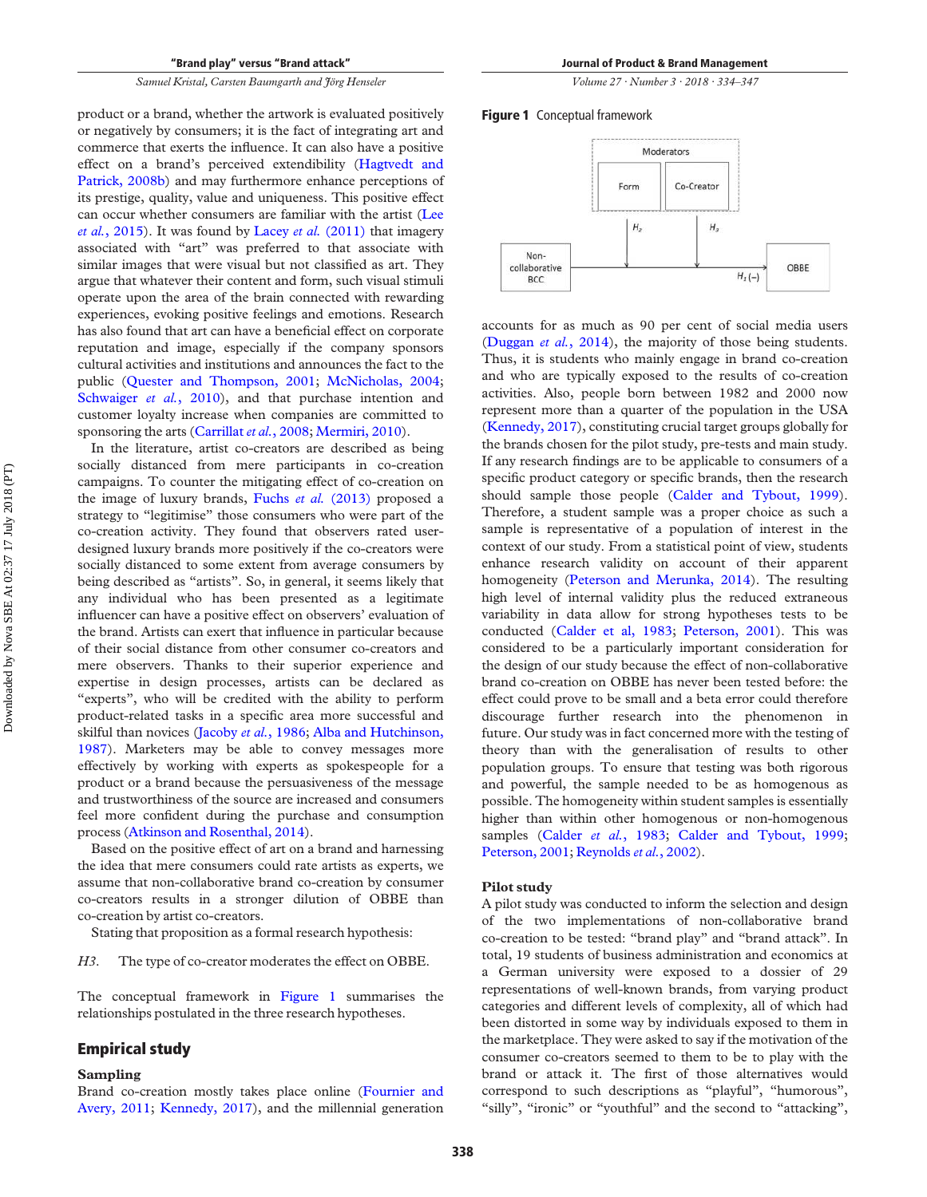product or a brand, whether the artwork is evaluated positively or negatively by consumers; it is the fact of integrating art and commerce that exerts the influence. It can also have a positive effect on a brand's perceived extendibility (Hagtvedt and Patrick, 2008b) and may furthermore enhance perceptions of its prestige, quality, value and uniqueness. This positive effect can occur whether consumers are familiar with the artist (Lee *et al.*, 2015). It was found by Lacey *et al.* (2011) that imagery associated with "art" was preferred to that associate with similar images that were visual but not classified as art. They argue that whatever their content and form, such visual stimuli operate upon the area of the brain connected with rewarding experiences, evoking positive feelings and emotions. Research has also found that art can have a beneficial effect on corporate reputation and image, especially if the company sponsors cultural activities and institutions and announces the fact to the public (Quester and Thompson, 2001; McNicholas, 2004; Schwaiger *et al.*, 2010), and that purchase intention and customer loyalty increase when companies are committed to sponsoring the arts (Carrillat *et al.*, 2008; Mermiri, 2010).

In the literature, artist co-creators are described as being socially distanced from mere participants in co-creation campaigns. To counter the mitigating effect of co-creation on the image of luxury brands, Fuchs *et al.* (2013) proposed a strategy to "legitimise" those consumers who were part of the co-creation activity. They found that observers rated user-designed luxury brands more positively if the co-creators were socially distanced to some extent from average consumers by being described as "artists". So, in general, it seems likely that any individual who has been presented as a legitimate influencer can have a positive effect on observers' evaluation of the brand. Artists can exert that influence in particular because of their social distance from other consumer co-creators and mere observers. Thanks to their superior experience and expertise in design processes, artists can be declared as "experts", who will be credited with the ability to perform product-related tasks in a specific area more successful and skilful than novices (Jacoby *et al.*, 1986; Alba and Hutchinson, 1987). Marketeers may be able to convey messages more effectively by working with experts as spokespeople for a product or a brand because the persuasiveness of the message and trustworthiness of the source are increased and consumers feel more confident during the purchase and consumption process (Atkinson and Rosenthal, 2014).

Based on the positive effect of art on a brand and harnessing the idea that mere consumers could rate artists as experts, we assume that non-collaborative brand co-creation by consumer co-creators results in a stronger dilution of OBBE than co-creation by artist co-creators.

Stating that proposition as a formal research hypothesis:

*H3.* The type of co-creator moderates the effect on OBBE.

The conceptual framework in Figure 1 summarises the relationships postulated in the three research hypotheses.

**Figure 1** Conceptual framework

| Moderators: Form, Co-Creator |
|---|
| Non-collaborative BCC → OBBE ($H_1$ (–)); Form → ($H_2$); Co-Creator → ($H_3$) |

## Empirical study

### Sampling

Brand co-creation mostly takes place online (Fournier and Avery, 2011; Kennedy, 2017), and the millennial generation accounts for as much as 90 per cent of social media users (Duggan *et al.*, 2014), the majority of those being students. Thus, it is students who mainly engage in brand co-creation and who are typically exposed to the results of co-creation activities. Also, people born between 1982 and 2000 now represent more than a quarter of the population in the USA (Kennedy, 2017), constituting crucial target groups globally for the brands chosen for the pilot study, pre-tests and main study. If any research findings are to be applicable to consumers of a specific product category or specific brands, then the research should sample those people (Calder and Tybout, 1999). Therefore, a student sample was a proper choice as such a sample is representative of a population of interest in the context of our study. From a statistical point of view, students enhance research validity on account of their apparent homogeneity (Peterson and Merunka, 2014). The resulting high level of internal validity plus the reduced extraneous variability in data allow for strong hypotheses tests to be conducted (Calder et al, 1983; Peterson, 2001). This was considered to be a particularly important consideration for the design of our study because the effect of non-collaborative brand co-creation on OBBE has never been tested before: the effect could prove to be small and a beta error could therefore discourage further research into the phenomenon in future. Our study was in fact concerned more with the testing of theory than with the generalisation of results to other population groups. To ensure that testing was both rigorous and powerful, the sample needed to be as homogenous as possible. The homogeneity within student samples is essentially higher than within other homogenous or non-homogenous samples (Calder *et al.*, 1983; Calder and Tybout, 1999; Peterson, 2001; Reynolds *et al.*, 2002).

### Pilot study

A pilot study was conducted to inform the selection and design of the two implementations of non-collaborative brand co-creation to be tested: "brand play" and "brand attack". In total, 19 students of business administration and economics at a German university were exposed to a dossier of 29 representations of well-known brands, from varying product categories and different levels of complexity, all of which had been distorted in some way by individuals exposed to them in the marketplace. They were asked to say if the motivation of the consumer co-creators seemed to them to be to play with the brand or attack it. The first of those alternatives would correspond to such descriptions as "playful", "humorous", "silly", "ironic" or "youthful" and the second to "attacking",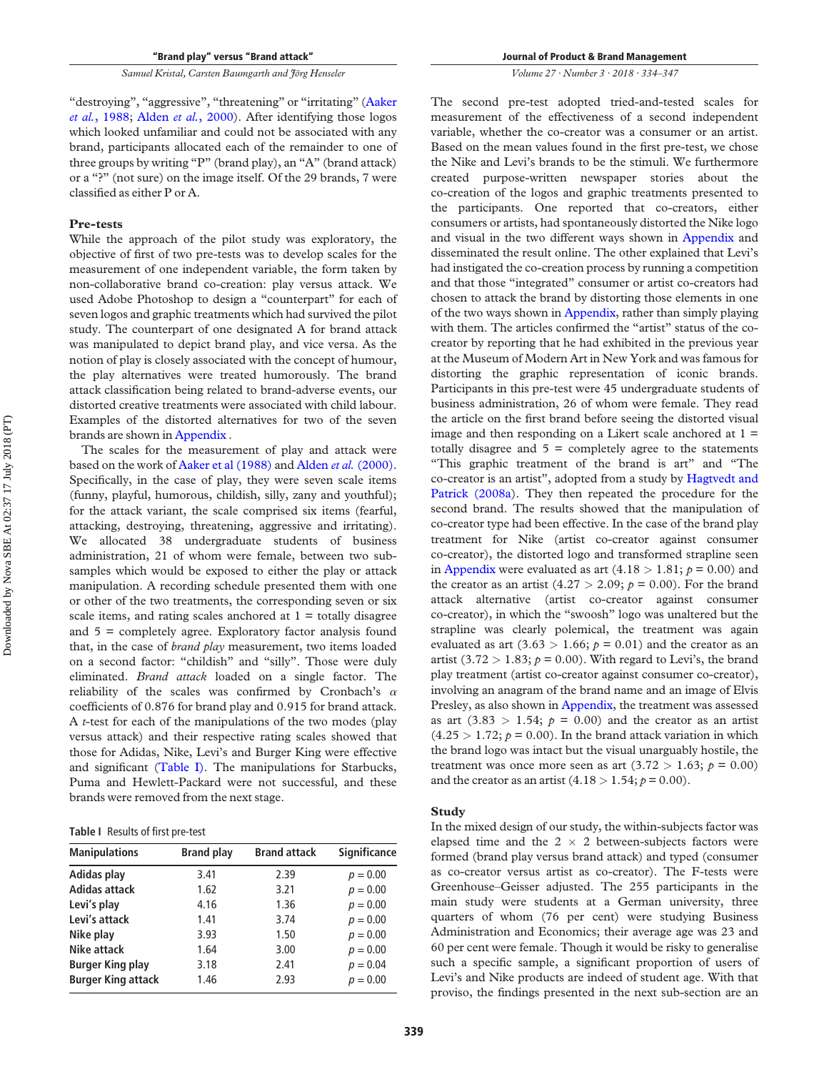"destroying", "aggressive", "threatening" or "irritating" (Aaker *et al.*, 1988; Alden *et al.*, 2000). After identifying those logos which looked unfamiliar and could not be associated with any brand, participants allocated each of the remainder to one of three groups by writing "P" (brand play), an "A" (brand attack) or a "?" (not sure) on the image itself. Of the 29 brands, 7 were classified as either P or A.

### Pre-tests

While the approach of the pilot study was exploratory, the objective of first of two pre-tests was to develop scales for the measurement of one independent variable, the form taken by non-collaborative brand co-creation: play versus attack. We used Adobe Photoshop to design a "counterpart" for each of seven logos and graphic treatments which had survived the pilot study. The counterpart of one designated A for brand attack was manipulated to depict brand play, and vice versa. As the notion of play is closely associated with the concept of humour, the play alternatives were treated humorously. The brand attack classification being related to brand-adverse events, our distorted creative treatments were associated with child labour. Examples of the distorted alternatives for two of the seven brands are shown in Appendix .

The scales for the measurement of play and attack were based on the work of Aaker et al (1988) and Alden *et al.* (2000). Specifically, in the case of play, they were seven scale items (funny, playful, humorous, childish, silly, zany and youthful); for the attack variant, the scale comprised six items (fearful, attacking, destroying, threatening, aggressive and irritating). We allocated 38 undergraduate students of business administration, 21 of whom were female, between two sub-samples which would be exposed to either the play or attack manipulation. A recording schedule presented them with one or other of the two treatments, the corresponding seven or six scale items, and rating scales anchored at 1 = totally disagree and 5 = completely agree. Exploratory factor analysis found that, in the case of *brand play* measurement, two items loaded on a second factor: "childish" and "silly". Those were duly eliminated. *Brand attack* loaded on a single factor. The reliability of the scales was confirmed by Cronbach's $\alpha$ coefficients of 0.876 for brand play and 0.915 for brand attack. A *t*-test for each of the manipulations of the two modes (play versus attack) and their respective rating scales showed that those for Adidas, Nike, Levi's and Burger King were effective and significant (Table I). The manipulations for Starbucks, Puma and Hewlett-Packard were not successful, and these brands were removed from the next stage.

**Table I** Results of first pre-test

| Manipulations | Brand play | Brand attack | Significance |
|---|---|---|---|
| Adidas play | 3.41 | 2.39 | $p = 0.00$ |
| Adidas attack | 1.62 | 3.21 | $p = 0.00$ |
| Levi's play | 4.16 | 1.36 | $p = 0.00$ |
| Levi's attack | 1.41 | 3.74 | $p = 0.00$ |
| Nike play | 3.93 | 1.50 | $p = 0.00$ |
| Nike attack | 1.64 | 3.00 | $p = 0.00$ |
| Burger King play | 3.18 | 2.41 | $p = 0.04$ |
| Burger King attack | 1.46 | 2.93 | $p = 0.00$ |

The second pre-test adopted tried-and-tested scales for measurement of the effectiveness of a second independent variable, whether the co-creator was a consumer or an artist. Based on the mean values found in the first pre-test, we chose the Nike and Levi's brands to be the stimuli. We furthermore created purpose-written newspaper stories about the co-creation of the logos and graphic treatments presented to the participants. One reported that co-creators, either consumers or artists, had spontaneously distorted the Nike logo and visual in the two different ways shown in Appendix and disseminated the result online. The other explained that Levi's had instigated the co-creation process by running a competition and that those "integrated" consumer or artist co-creators had chosen to attack the brand by distorting those elements in one of the two ways shown in Appendix, rather than simply playing with them. The articles confirmed the "artist" status of the co-creator by reporting that he had exhibited in the previous year at the Museum of Modern Art in New York and was famous for distorting the graphic representation of iconic brands. Participants in this pre-test were 45 undergraduate students of business administration, 26 of whom were female. They read the article on the first brand before seeing the distorted visual image and then responding on a Likert scale anchored at 1 = totally disagree and 5 = completely agree to the statements "This graphic treatment of the brand is art" and "The co-creator is an artist", adopted from a study by Hagtvedt and Patrick (2008a). They then repeated the procedure for the second brand. The results showed that the manipulation of co-creator type had been effective. In the case of the brand play treatment for Nike (artist co-creator against consumer co-creator), the distorted logo and transformed strapline seen in Appendix were evaluated as art ($4.18 > 1.81$; $p = 0.00$) and the creator as an artist ($4.27 > 2.09$; $p = 0.00$). For the brand attack alternative (artist co-creator against consumer co-creator), in which the "swoosh" logo was unaltered but the strapline was clearly polemical, the treatment was again evaluated as art ($3.63 > 1.66$; $p = 0.01$) and the creator as an artist ($3.72 > 1.83$; $p = 0.00$). With regard to Levi's, the brand play treatment (artist co-creator against consumer co-creation), involving an anagram of the brand name and an image of Elvis Presley, as also shown in Appendix, the treatment was assessed as art ($3.83 > 1.54$; $p = 0.00$) and the creator as an artist ($4.25 > 1.72$; $p = 0.00$). In the brand attack variation in which the brand logo was intact but the visual unarguably hostile, the treatment was once more seen as art ($3.72 > 1.63$; $p = 0.00$) and the creator as an artist ($4.18 > 1.54$; $p = 0.00$).

### Study

In the mixed design of our study, the within-subjects factor was elapsed time and the $2 \times 2$ between-subjects factors were formed (brand play versus brand attack) and typed (consumer as co-creator versus artist as co-creator). The F-tests were Greenhouse–Geisser adjusted. The 255 participants in the main study were students at a German university, three quarters of whom (76 per cent) were studying Business Administration and Economics; their average age was 23 and 60 per cent were female. Though it would be risky to generalise such a specific sample, a significant proportion of users of Levi's and Nike products are indeed of student age. With that proviso, the findings presented in the next sub-section are an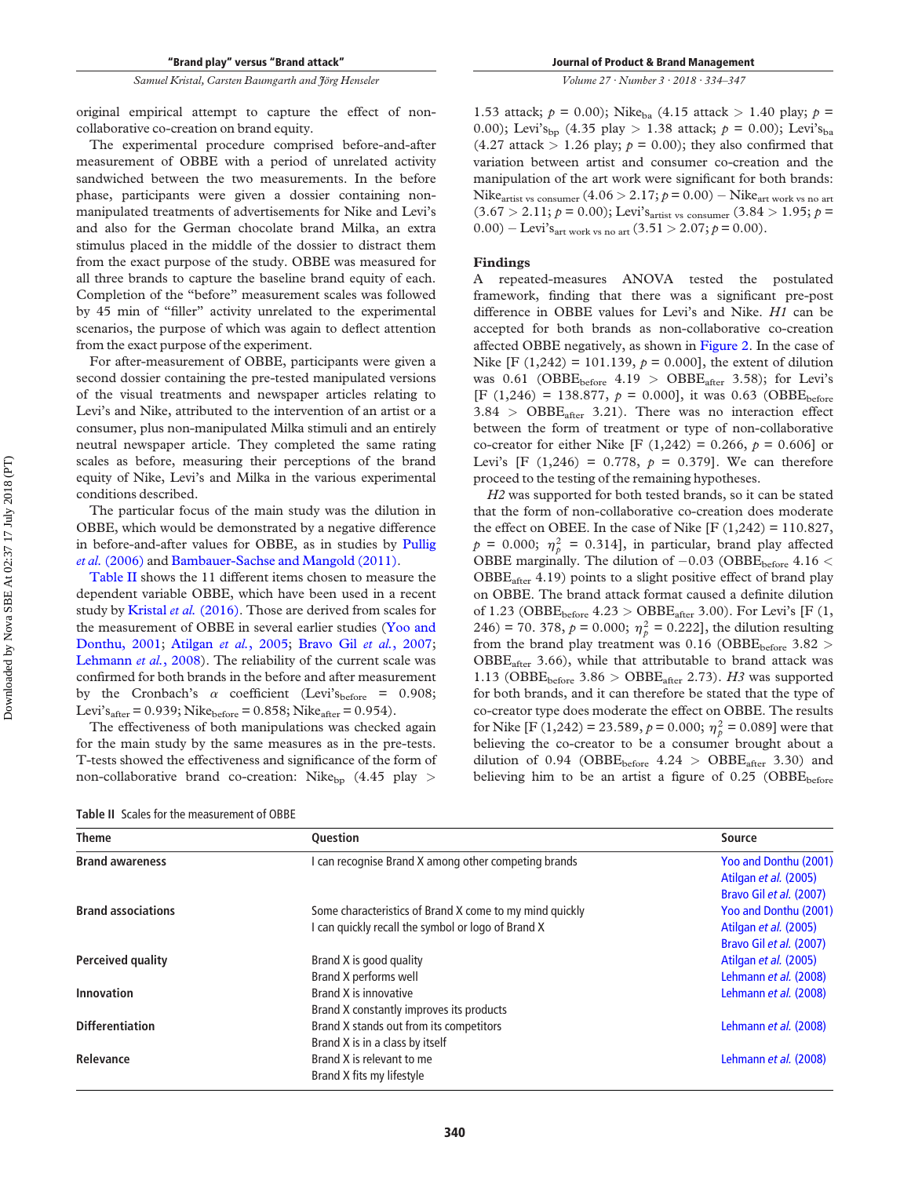original empirical attempt to capture the effect of non-collaborative co-creation on brand equity.

The experimental procedure comprised before-and-after measurement of OBBE with a period of unrelated activity sandwiched between the two measurements. In the before phase, participants were given a dossier containing non-manipulated treatments of advertisements for Nike and Levi's and also for the German chocolate brand Milka, an extra stimulus placed in the middle of the dossier to distract them from the exact purpose of the study. OBBE was measured for all three brands to capture the baseline brand equity of each. Completion of the "before" measurement scales was followed by 45 min of "filler" activity unrelated to the experimental scenarios, the purpose of which was again to deflect attention from the exact purpose of the experiment.

For after-measurement of OBBE, participants were given a second dossier containing the pre-tested manipulated versions of the visual treatments and newspaper articles relating to Levi's and Nike, attributed to the intervention of an artist or a consumer, plus non-manipulated Milka stimuli and an entirely neutral newspaper article. They completed the same rating scales as before, measuring their perceptions of the brand equity of Nike, Levi's and Milka in the various experimental conditions described.

The particular focus of the main study was the dilution in OBBE, which would be demonstrated by a negative difference in before-and-after values for OBBE, as in studies by Pullig *et al.* (2006) and Bambauer-Sachse and Mangold (2011).

Table II shows the 11 different items chosen to measure the dependent variable OBBE, which have been used in a recent study by Kristal *et al.* (2016). Those are derived from scales for the measurement of OBBE in several earlier studies (Yoo and Donthu, 2001; Atilgan *et al.*, 2005; Bravo Gil *et al.*, 2007; Lehmann *et al.*, 2008). The reliability of the current scale was confirmed for both brands in the before and after measurement by the Cronbach's $\alpha$ coefficient (Levi's$_{before}$ = 0.908; Levi's$_{after}$ = 0.939; Nike$_{before}$ = 0.858; Nike$_{after}$ = 0.954).

The effectiveness of both manipulations was checked again for the main study by the same measures as in the pre-tests. T-tests showed the effectiveness and significance of the form of non-collaborative brand co-creation: Nike$_{bp}$ (4.45 play > 1.53 attack; $p$ = 0.00); Nike$_{ba}$ (4.15 attack > 1.40 play; $p$ = 0.00); Levi's$_{bp}$ (4.35 play > 1.38 attack; $p$ = 0.00); Levi's$_{ba}$ (4.27 attack > 1.26 play; $p$ = 0.00); they also confirmed that variation between artist and consumer co-creation and the manipulation of the art work were significant for both brands: Nike$_{artist\ vs\ consumer}$ (4.06 > 2.17; $p$ = 0.00) – Nike$_{art\ work\ vs\ no\ art}$ (3.67 > 2.11; $p$ = 0.00); Levi's$_{artist\ vs\ consumer}$ (3.84 > 1.95; $p$ = 0.00) – Levi's$_{art\ work\ vs\ no\ art}$ (3.51 > 2.07; $p$ = 0.00).

## Findings

A repeated-measures ANOVA tested the postulated framework, finding that there was a significant pre-post difference in OBBE values for Levi's and Nike. *H1* can be accepted for both brands as non-collaborative co-creation affected OBBE negatively, as shown in Figure 2. In the case of Nike [F (1,242) = 101.139, $p$ = 0.000], the extent of dilution was 0.61 (OBBE$_{before}$ 4.19 > OBBE$_{after}$ 3.58); for Levi's [F (1,246) = 138.877, $p$ = 0.000], it was 0.63 (OBBE$_{before}$ 3.84 > OBBE$_{after}$ 3.21). There was no interaction effect between the form of treatment or type of non-collaborative co-creator for either Nike [F (1,242) = 0.266, $p$ = 0.606] or Levi's [F (1,246) = 0.778, $p$ = 0.379]. We can therefore proceed to the testing of the remaining hypotheses.

*H2* was supported for both tested brands, so it can be stated that the form of non-collaborative co-creation does moderate the effect on OBEE. In the case of Nike [F (1,242) = 110.827, $p$ = 0.000; $\eta_p^2$ = 0.314], in particular, brand play affected OBBE marginally. The dilution of −0.03 (OBBE$_{before}$ 4.16 < OBBE$_{after}$ 4.19) points to a slight positive effect of brand play on OBBE. The brand attack format caused a definite dilution of 1.23 (OBBE$_{before}$ 4.23 > OBBE$_{after}$ 3.00). For Levi's [F (1, 246) = 70. 378, $p$ = 0.000; $\eta_p^2$ = 0.222], the dilution resulting from the brand play treatment was 0.16 (OBBE$_{before}$ 3.82 > OBBE$_{after}$ 3.66), while that attributable to brand attack was 1.13 (OBBE$_{before}$ 3.86 > OBBE$_{after}$ 2.73). *H3* was supported for both brands, and it can therefore be stated that the type of co-creator type does moderate the effect on OBBE. The results for Nike [F (1,242) = 23.589, $p$ = 0.000; $\eta_p^2$ = 0.089] were that believing the co-creator to be a consumer brought about a dilution of 0.94 (OBBE$_{before}$ 4.24 > OBBE$_{after}$ 3.30) and believing him to be an artist a figure of 0.25 (OBBE$_{before}$

**Table II** Scales for the measurement of OBBE

| Theme | Question | Source |
|---|---|---|
| **Brand awareness** | I can recognise Brand X among other competing brands | Yoo and Donthu (2001)<br>Atilgan *et al.* (2005)<br>Bravo Gil *et al.* (2007) |
| **Brand associations** | Some characteristics of Brand X come to my mind quickly<br>I can quickly recall the symbol or logo of Brand X | Yoo and Donthu (2001)<br>Atilgan *et al.* (2005)<br>Bravo Gil *et al.* (2007) |
| **Perceived quality** | Brand X is good quality<br>Brand X performs well | Atilgan *et al.* (2005)<br>Lehmann *et al.* (2008) |
| **Innovation** | Brand X is innovative<br>Brand X constantly improves its products | Lehmann *et al.* (2008) |
| **Differentiation** | Brand X stands out from its competitors<br>Brand X is in a class by itself | Lehmann *et al.* (2008) |
| **Relevance** | Brand X is relevant to me<br>Brand X fits my lifestyle | Lehmann *et al.* (2008) |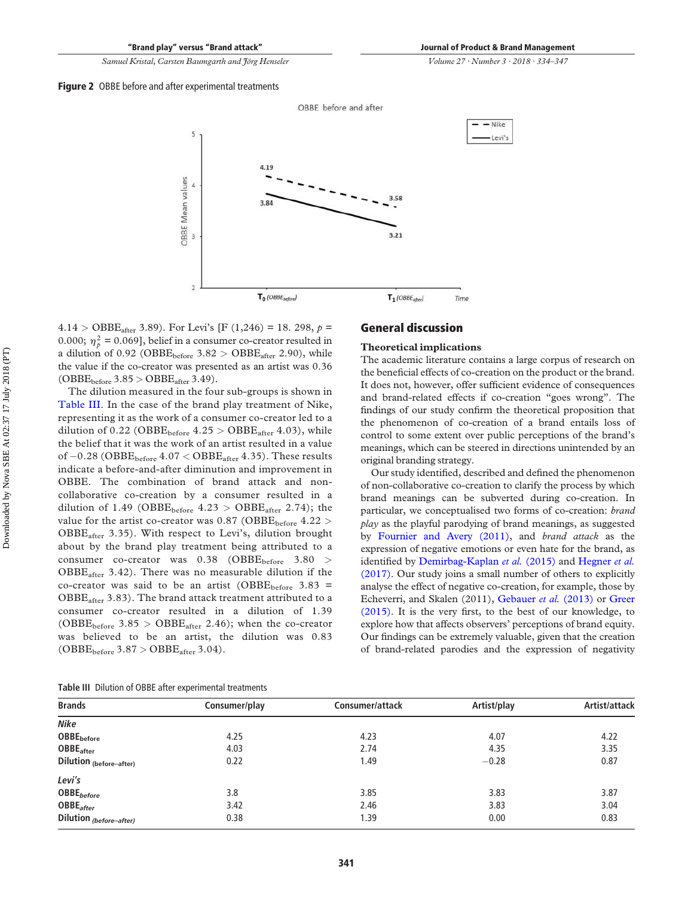**Figure 2** OBBE before and after experimental treatments

$4.14 > \text{OBBE}_{\text{after}}$ 3.89). For Levi's [F (1,246) = 18. 298, $p$ = 0.000; $\eta_p^2$ = 0.069], belief in a consumer co-creator resulted in a dilution of 0.92 ($\text{OBBE}_{\text{before}}$ 3.82 > $\text{OBBE}_{\text{after}}$ 2.90), while the value if the co-creator was presented as an artist was 0.36 ($\text{OBBE}_{\text{before}}$ 3.85 > $\text{OBBE}_{\text{after}}$ 3.49).

The dilution measured in the four sub-groups is shown in Table III. In the case of the brand play treatment of Nike, representing it as the work of a consumer co-creator led to a dilution of 0.22 ($\text{OBBE}_{\text{before}}$ 4.25 > $\text{OBBE}_{\text{after}}$ 4.03), while the belief that it was the work of an artist resulted in a value of −0.28 ($\text{OBBE}_{\text{before}}$ 4.07 < $\text{OBBE}_{\text{after}}$ 4.35). These results indicate a before-and-after diminution and improvement in OBBE. The combination of brand attack and non-collaborative co-creation by a consumer resulted in a dilution of 1.49 ($\text{OBBE}_{\text{before}}$ 4.23 > $\text{OBBE}_{\text{after}}$ 2.74); the value for the artist co-creator was 0.87 ($\text{OBBE}_{\text{before}}$ 4.22 > $\text{OBBE}_{\text{after}}$ 3.35). With respect to Levi's, dilution brought about by the brand play treatment being attributed to a consumer co-creator was 0.38 ($\text{OBBE}_{\text{before}}$ 3.80 > $\text{OBBE}_{\text{after}}$ 3.42). There was no measurable dilution if the co-creator was said to be an artist ($\text{OBBE}_{\text{before}}$ 3.83 = $\text{OBBE}_{\text{after}}$ 3.83). The brand attack treatment attributed to a consumer co-creator resulted in a dilution of 1.39 ($\text{OBBE}_{\text{before}}$ 3.85 > $\text{OBBE}_{\text{after}}$ 2.46); when the co-creator was believed to be an artist, the dilution was 0.83 ($\text{OBBE}_{\text{before}}$ 3.87 > $\text{OBBE}_{\text{after}}$ 3.04).

## General discussion

### Theoretical implications

The academic literature contains a large corpus of research on the beneficial effects of co-creation on the product or the brand. It does not, however, offer sufficient evidence of consequences and brand-related effects if co-creation "goes wrong". The findings of our study confirm the theoretical proposition that the phenomenon of co-creation of a brand entails loss of control to some extent over public perceptions of the brand's meanings, which can be steered in directions unintended by an original branding strategy.

Our study identified, described and defined the phenomenon of non-collaborative co-creation to clarify the process by which brand meanings can be subverted during co-creation. In particular, we conceptualised two forms of co-creation: *brand play* as the playful parodying of brand meanings, as suggested by Fournier and Avery (2011), and *brand attack* as the expression of negative emotions or even hate for the brand, as identified by Demirbag-Kaplan *et al.* (2015) and Hegner *et al.* (2017). Our study joins a small number of others to explicitly analyse the effect of negative co-creation, for example, those by Echeverri, and Skalen (2011), Gebauer *et al.* (2013) or Greer (2015). It is the very first, to the best of our knowledge, to explore how that affects observers' perceptions of brand equity. Our findings can be extremely valuable, given that the creation of brand-related parodies and the expression of negativity

**Table III** Dilution of OBBE after experimental treatments

| Brands | Consumer/play | Consumer/attack | Artist/play | Artist/attack |
|---|---|---|---|---|
| ***Nike*** | | | | |
| **$\text{OBBE}_{\text{before}}$** | 4.25 | 4.23 | 4.07 | 4.22 |
| **$\text{OBBE}_{\text{after}}$** | 4.03 | 2.74 | 4.35 | 3.35 |
| **Dilution $_{\text{(before–after)}}$** | 0.22 | 1.49 | −0.28 | 0.87 |
| ***Levi's*** | | | | |
| **$\text{OBBE}_{\textit{before}}$** | 3.8 | 3.85 | 3.83 | 3.87 |
| **$\text{OBBE}_{\textit{after}}$** | 3.42 | 2.46 | 3.83 | 3.04 |
| **Dilution $_{\textit{(before–after)}}$** | 0.38 | 1.39 | 0.00 | 0.83 |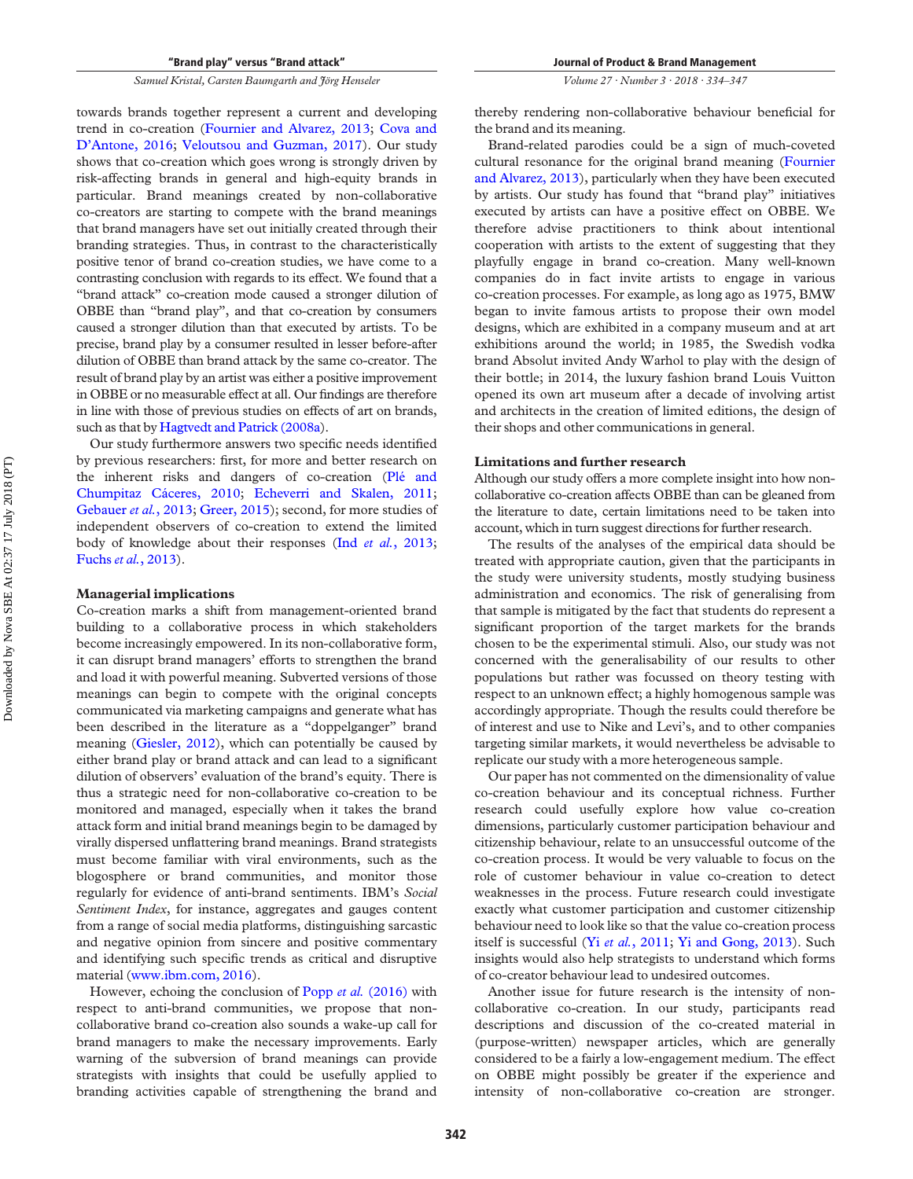towards brands together represent a current and developing trend in co-creation (Fournier and Alvarez, 2013; Cova and D'Antone, 2016; Veloutsou and Guzman, 2017). Our study shows that co-creation which goes wrong is strongly driven by risk-affecting brands in general and high-equity brands in particular. Brand meanings created by non-collaborative co-creators are starting to compete with the brand meanings that brand managers have set out initially created through their branding strategies. Thus, in contrast to the characteristically positive tenor of brand co-creation studies, we have come to a contrasting conclusion with regards to its effect. We found that a "brand attack" co-creation mode caused a stronger dilution of OBBE than "brand play", and that co-creation by consumers caused a stronger dilution than that executed by artists. To be precise, brand play by a consumer resulted in lesser before-after dilution of OBBE than brand attack by the same co-creator. The result of brand play by an artist was either a positive improvement in OBBE or no measurable effect at all. Our findings are therefore in line with those of previous studies on effects of art on brands, such as that by Hagtvedt and Patrick (2008a).

Our study furthermore answers two specific needs identified by previous researchers: first, for more and better research on the inherent risks and dangers of co-creation (Plé and Chumpitaz Cáceres, 2010; Echeverri and Skalen, 2011; Gebauer *et al.*, 2013; Greer, 2015); second, for more studies of independent observers of co-creation to extend the limited body of knowledge about their responses (Ind *et al.*, 2013; Fuchs *et al.*, 2013).

### Managerial implications

Co-creation marks a shift from management-oriented brand building to a collaborative process in which stakeholders become increasingly empowered. In its non-collaborative form, it can disrupt brand managers' efforts to strengthen the brand and load it with powerful meaning. Subverted versions of those meanings can begin to compete with the original concepts communicated via marketing campaigns and generate what has been described in the literature as a "doppelganger" brand meaning (Giesler, 2012), which can potentially be caused by either brand play or brand attack and can lead to a significant dilution of observers' evaluation of the brand's equity. There is thus a strategic need for non-collaborative co-creation to be monitored and managed, especially when it takes the brand attack form and initial brand meanings begin to be damaged by virally dispersed unflattering brand meanings. Brand strategists must become familiar with viral environments, such as the blogosphere or brand communities, and monitor those regularly for evidence of anti-brand sentiments. IBM's *Social Sentiment Index*, for instance, aggregates and gauges content from a range of social media platforms, distinguishing sarcastic and negative opinion from sincere and positive commentary and identifying such specific trends as critical and disruptive material (www.ibm.com, 2016).

However, echoing the conclusion of Popp *et al.* (2016) with respect to anti-brand communities, we propose that non-collaborative brand co-creation also sounds a wake-up call for brand managers to make the necessary improvements. Early warning of the subversion of brand meanings can provide strategists with insights that could be usefully applied to branding activities capable of strengthening the brand and thereby rendering non-collaborative behaviour beneficial for the brand and its meaning.

Brand-related parodies could be a sign of much-coveted cultural resonance for the original brand meaning (Fournier and Alvarez, 2013), particularly when they have been executed by artists. Our study has found that "brand play" initiatives executed by artists can have a positive effect on OBBE. We therefore advise practitioners to think about intentional cooperation with artists to the extent of suggesting that they playfully engage in brand co-creation. Many well-known companies do in fact invite artists to engage in various co-creation processes. For example, as long ago as 1975, BMW began to invite famous artists to propose their own model designs, which are exhibited in a company museum and at art exhibitions around the world; in 1985, the Swedish vodka brand Absolut invited Andy Warhol to play with the design of their bottle; in 2014, the luxury fashion brand Louis Vuitton opened its own art museum after a decade of involving artist and architects in the creation of limited editions, the design of their shops and other communications in general.

### Limitations and further research

Although our study offers a more complete insight into how non-collaborative co-creation affects OBBE than can be gleaned from the literature to date, certain limitations need to be taken into account, which in turn suggest directions for further research.

The results of the analyses of the empirical data should be treated with appropriate caution, given that the participants in the study were university students, mostly studying business administration and economics. The risk of generalising from that sample is mitigated by the fact that students do represent a significant proportion of the target markets for the brands chosen to be the experimental stimuli. Also, our study was not concerned with the generalisability of our results to other populations but rather was focussed on theory testing with respect to an unknown effect; a highly homogenous sample was accordingly appropriate. Though the results could therefore be of interest and use to Nike and Levi's, and to other companies targeting similar markets, it would nevertheless be advisable to replicate our study with a more heterogeneous sample.

Our paper has not commented on the dimensionality of value co-creation behaviour and its conceptual richness. Further research could usefully explore how value co-creation dimensions, particularly customer participation behaviour and citizenship behaviour, relate to an unsuccessful outcome of the co-creation process. It would be very valuable to focus on the role of customer behaviour in value co-creation to detect weaknesses in the process. Future research could investigate exactly what customer participation and customer citizenship behaviour need to look like so that the value co-creation process itself is successful (Yi *et al.*, 2011; Yi and Gong, 2013). Such insights would also help strategists to understand which forms of co-creator behaviour lead to undesired outcomes.

Another issue for future research is the intensity of non-collaborative co-creation. In our study, participants read descriptions and discussion of the co-created material in (purpose-written) newspaper articles, which are generally considered to be a fairly a low-engagement medium. The effect on OBBE might possibly be greater if the experience and intensity of non-collaborative co-creation are stronger.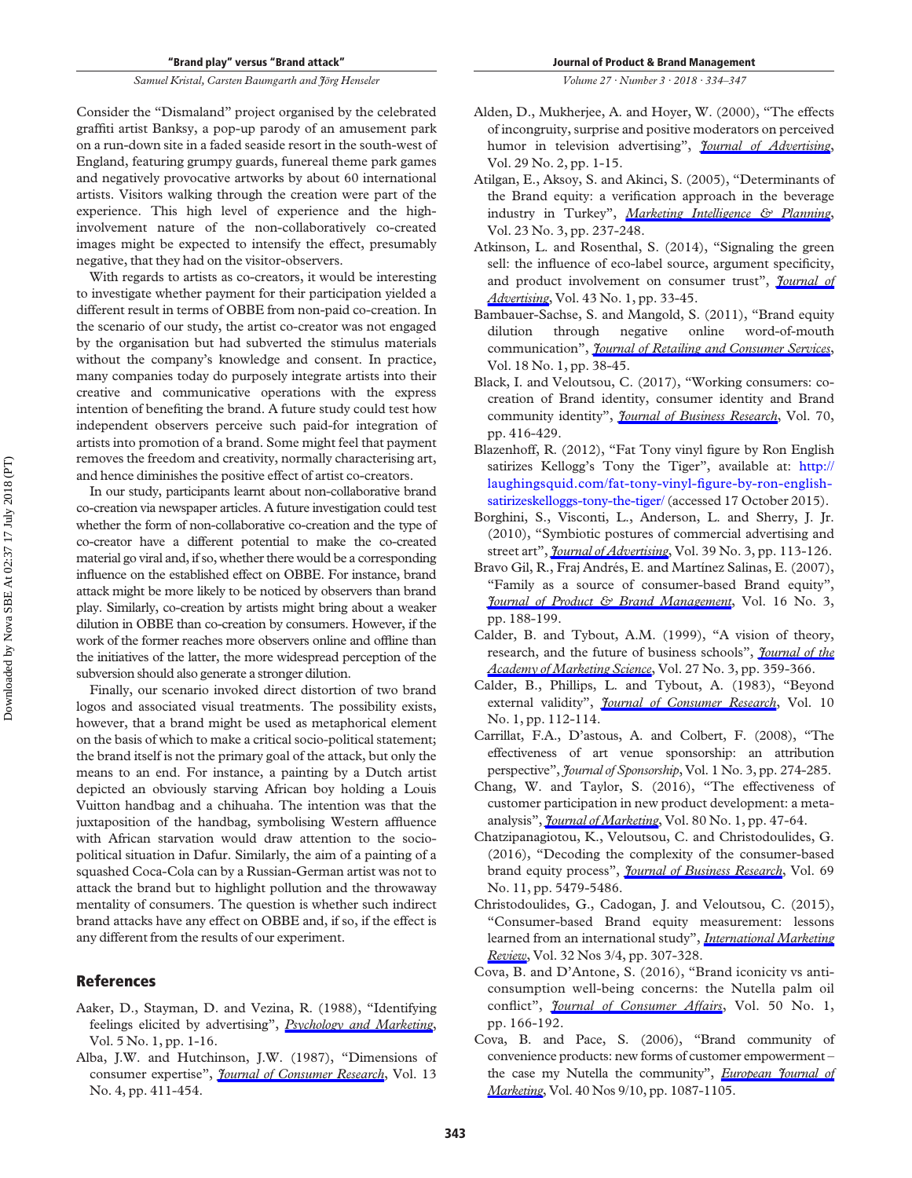Consider the "Dismaland" project organised by the celebrated graffiti artist Banksy, a pop-up parody of an amusement park on a run-down site in a faded seaside resort in the south-west of England, featuring grumpy guards, funereal theme park games and negatively provocative artworks by about 60 international artists. Visitors walking through the creation were part of the experience. This high level of experience and the high-involvement nature of the non-collaboratively co-created images might be expected to intensify the effect, presumably negative, that they had on the visitor-observers.

With regards to artists as co-creators, it would be interesting to investigate whether payment for their participation yielded a different result in terms of OBBE from non-paid co-creation. In the scenario of our study, the artist co-creator was not engaged by the organisation but had subverted the stimulus materials without the company's knowledge and consent. In practice, many companies today do purposely integrate artists into their creative and communicative operations with the express intention of benefiting the brand. A future study could test how independent observers perceive such paid-for integration of artists into promotion of a brand. Some might feel that payment removes the freedom and creativity, normally characterising art, and hence diminishes the positive effect of artist co-creators.

In our study, participants learnt about non-collaborative brand co-creation via newspaper articles. A future investigation could test whether the form of non-collaborative co-creation and the type of co-creator have a different potential to make the co-created material go viral and, if so, whether there would be a corresponding influence on the established effect on OBBE. For instance, brand attack might be more likely to be noticed by observers than brand play. Similarly, co-creation by artists might bring about a weaker dilution in OBBE than co-creation by consumers. However, if the work of the former reaches more observers online and offline than the initiatives of the latter, the more widespread perception of the subversion should also generate a stronger dilution.

Finally, our scenario invoked direct distortion of two brand logos and associated visual treatments. The possibility exists, however, that a brand might be used as metaphorical element on the basis of which to make a critical socio-political statement; the brand itself is not the primary goal of the attack, but only the means to an end. For instance, a painting by a Dutch artist depicted an obviously starving African boy holding a Louis Vuitton handbag and a chihuahua. The intention was that the juxtaposition of the handbag, symbolising Western affluence with African starvation would draw attention to the socio-political situation in Dafur. Similarly, the aim of a painting of a squashed Coca-Cola can by a Russian-German artist was not to attack the brand but to highlight pollution and the throwaway mentality of consumers. The question is whether such indirect brand attacks have any effect on OBBE and, if so, if the effect is any different from the results of our experiment.

## References

Aaker, D., Stayman, D. and Vezina, R. (1988), "Identifying feelings elicited by advertising", *Psychology and Marketing*, Vol. 5 No. 1, pp. 1-16.

Alba, J.W. and Hutchinson, J.W. (1987), "Dimensions of consumer expertise", *Journal of Consumer Research*, Vol. 13 No. 4, pp. 411-454.

Alden, D., Mukherjee, A. and Hoyer, W. (2000), "The effects of incongruity, surprise and positive moderators on perceived humor in television advertising", *Journal of Advertising*, Vol. 29 No. 2, pp. 1-15.

Atilgan, E., Aksoy, S. and Akinci, S. (2005), "Determinants of the Brand equity: a verification approach in the beverage industry in Turkey", *Marketing Intelligence & Planning*, Vol. 23 No. 3, pp. 237-248.

Atkinson, L. and Rosenthal, S. (2014), "Signaling the green sell: the influence of eco-label source, argument specificity, and product involvement on consumer trust", *Journal of Advertising*, Vol. 43 No. 1, pp. 33-45.

Bambauer-Sachse, S. and Mangold, S. (2011), "Brand equity dilution through negative online word-of-mouth communication", *Journal of Retailing and Consumer Services*, Vol. 18 No. 1, pp. 38-45.

Black, I. and Veloutsou, C. (2017), "Working consumers: co-creation of Brand identity, consumer identity and Brand community identity", *Journal of Business Research*, Vol. 70, pp. 416-429.

Blazenhoff, R. (2012), "Fat Tony vinyl figure by Ron English satirizes Kellogg's Tony the Tiger", available at: http://laughingsquid.com/fat-tony-vinyl-figure-by-ron-english-satirizeskelloggs-tony-the-tiger/ (accessed 17 October 2015).

Borghini, S., Visconti, L., Anderson, L. and Sherry, J. Jr. (2010), "Symbiotic postures of commercial advertising and street art", *Journal of Advertising*, Vol. 39 No. 3, pp. 113-126.

Bravo Gil, R., Fraj Andrés, E. and Martínez Salinas, E. (2007), "Family as a source of consumer-based Brand equity", *Journal of Product & Brand Management*, Vol. 16 No. 3, pp. 188-199.

Calder, B. and Tybout, A.M. (1999), "A vision of theory, research, and the future of business schools", *Journal of the Academy of Marketing Science*, Vol. 27 No. 3, pp. 359-366.

Calder, B., Phillips, L. and Tybout, A. (1983), "Beyond external validity", *Journal of Consumer Research*, Vol. 10 No. 1, pp. 112-114.

Carrillat, F.A., D'astous, A. and Colbert, F. (2008), "The effectiveness of art venue sponsorship: an attribution perspective", *Journal of Sponsorship*, Vol. 1 No. 3, pp. 274-285.

Chang, W. and Taylor, S. (2016), "The effectiveness of customer participation in new product development: a meta-analysis", *Journal of Marketing*, Vol. 80 No. 1, pp. 47-64.

Chatzipanagiotou, K., Veloutsou, C. and Christodoulides, G. (2016), "Decoding the complexity of the consumer-based brand equity process", *Journal of Business Research*, Vol. 69 No. 11, pp. 5479-5486.

Christodoulides, G., Cadogan, J. and Veloutsou, C. (2015), "Consumer-based Brand equity measurement: lessons learned from an international study", *International Marketing Review*, Vol. 32 Nos 3/4, pp. 307-328.

Cova, B. and D'Antone, S. (2016), "Brand iconicity vs anti-consumption well-being concerns: the Nutella palm oil conflict", *Journal of Consumer Affairs*, Vol. 50 No. 1, pp. 166-192.

Cova, B. and Pace, S. (2006), "Brand community of convenience products: new forms of customer empowerment – the case my Nutella the community", *European Journal of Marketing*, Vol. 40 Nos 9/10, pp. 1087-1105.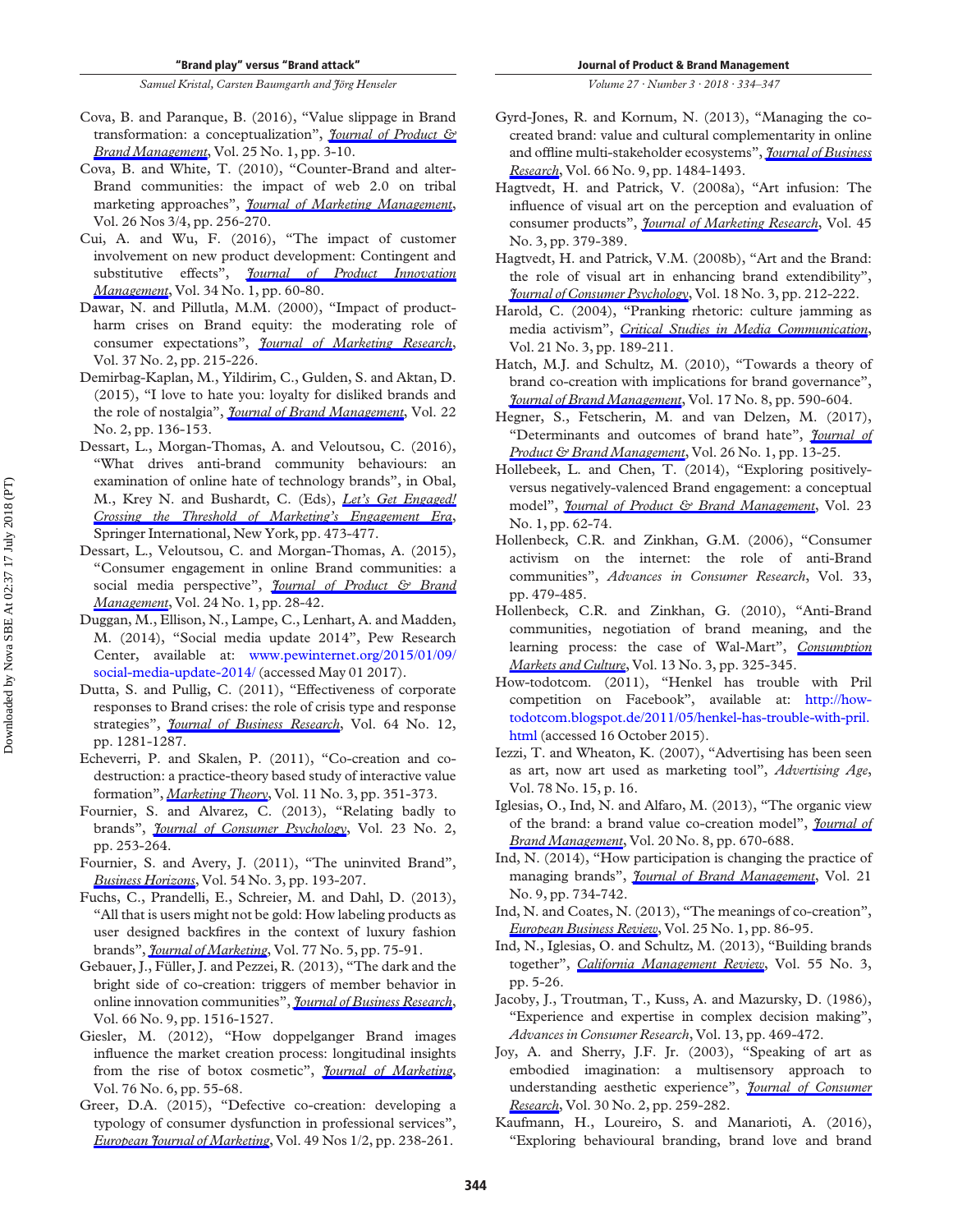Cova, B. and Paranque, B. (2016), "Value slippage in Brand transformation: a conceptualization", *Journal of Product & Brand Management*, Vol. 25 No. 1, pp. 3-10.

Cova, B. and White, T. (2010), "Counter-Brand and alter-Brand communities: the impact of web 2.0 on tribal marketing approaches", *Journal of Marketing Management*, Vol. 26 Nos 3/4, pp. 256-270.

Cui, A. and Wu, F. (2016), "The impact of customer involvement on new product development: Contingent and substitutive effects", *Journal of Product Innovation Management*, Vol. 34 No. 1, pp. 60-80.

Dawar, N. and Pillutla, M.M. (2000), "Impact of product-harm crises on Brand equity: the moderating role of consumer expectations", *Journal of Marketing Research*, Vol. 37 No. 2, pp. 215-226.

Demirbag-Kaplan, M., Yildirim, C., Gulden, S. and Aktan, D. (2015), "I love to hate you: loyalty for disliked brands and the role of nostalgia", *Journal of Brand Management*, Vol. 22 No. 2, pp. 136-153.

Dessart, L., Morgan-Thomas, A. and Veloutsou, C. (2016), "What drives anti-brand community behaviours: an examination of online hate of technology brands", in Obal, M., Krey N. and Bushardt, C. (Eds), *Let's Get Engaged! Crossing the Threshold of Marketing's Engagement Era*, Springer International, New York, pp. 473-477.

Dessart, L., Veloutsou, C. and Morgan-Thomas, A. (2015), "Consumer engagement in online Brand communities: a social media perspective", *Journal of Product & Brand Management*, Vol. 24 No. 1, pp. 28-42.

Duggan, M., Ellison, N., Lampe, C., Lenhart, A. and Madden, M. (2014), "Social media update 2014", Pew Research Center, available at: www.pewinternet.org/2015/01/09/social-media-update-2014/ (accessed May 01 2017).

Dutta, S. and Pullig, C. (2011), "Effectiveness of corporate responses to Brand crises: the role of crisis type and response strategies", *Journal of Business Research*, Vol. 64 No. 12, pp. 1281-1287.

Echeverri, P. and Skalen, P. (2011), "Co-creation and co-destruction: a practice-theory based study of interactive value formation", *Marketing Theory*, Vol. 11 No. 3, pp. 351-373.

Fournier, S. and Alvarez, C. (2013), "Relating badly to brands", *Journal of Consumer Psychology*, Vol. 23 No. 2, pp. 253-264.

Fournier, S. and Avery, J. (2011), "The uninvited Brand", *Business Horizons*, Vol. 54 No. 3, pp. 193-207.

Fuchs, C., Prandelli, E., Schreier, M. and Dahl, D. (2013), "All that is users might not be gold: How labeling products as user designed backfires in the context of luxury fashion brands", *Journal of Marketing*, Vol. 77 No. 5, pp. 75-91.

Gebauer, J., Füller, J. and Pezzei, R. (2013), "The dark and the bright side of co-creation: triggers of member behavior in online innovation communities", *Journal of Business Research*, Vol. 66 No. 9, pp. 1516-1527.

Giesler, M. (2012), "How doppelganger Brand images influence the market creation process: longitudinal insights from the rise of botox cosmetic", *Journal of Marketing*, Vol. 76 No. 6, pp. 55-68.

Greer, D.A. (2015), "Defective co-creation: developing a typology of consumer dysfunction in professional services", *European Journal of Marketing*, Vol. 49 Nos 1/2, pp. 238-261.

Gyrd-Jones, R. and Kornum, N. (2013), "Managing the co-created brand: value and cultural complementarity in online and offline multi-stakeholder ecosystems", *Journal of Business Research*, Vol. 66 No. 9, pp. 1484-1493.

Hagtvedt, H. and Patrick, V. (2008a), "Art infusion: The influence of visual art on the perception and evaluation of consumer products", *Journal of Marketing Research*, Vol. 45 No. 3, pp. 379-389.

Hagtvedt, H. and Patrick, V.M. (2008b), "Art and the Brand: the role of visual art in enhancing brand extendibility", *Journal of Consumer Psychology*, Vol. 18 No. 3, pp. 212-222.

Harold, C. (2004), "Pranking rhetoric: culture jamming as media activism", *Critical Studies in Media Communication*, Vol. 21 No. 3, pp. 189-211.

Hatch, M.J. and Schultz, M. (2010), "Towards a theory of brand co-creation with implications for brand governance", *Journal of Brand Management*, Vol. 17 No. 8, pp. 590-604.

Hegner, S., Fetscherin, M. and van Delzen, M. (2017), "Determinants and outcomes of brand hate", *Journal of Product & Brand Management*, Vol. 26 No. 1, pp. 13-25.

Hollebeek, L. and Chen, T. (2014), "Exploring positively- versus negatively-valenced Brand engagement: a conceptual model", *Journal of Product & Brand Management*, Vol. 23 No. 1, pp. 62-74.

Hollenbeck, C.R. and Zinkhan, G.M. (2006), "Consumer activism on the internet: the role of anti-Brand communities", *Advances in Consumer Research*, Vol. 33, pp. 479-485.

Hollenbeck, C.R. and Zinkhan, G. (2010), "Anti-Brand communities, negotiation of brand meaning, and the learning process: the case of Wal-Mart", *Consumption Markets and Culture*, Vol. 13 No. 3, pp. 325-345.

How-todotcom. (2011), "Henkel has trouble with Pril competition on Facebook", available at: http://how-todotcom.blogspot.de/2011/05/henkel-has-trouble-with-pril.html (accessed 16 October 2015).

Iezzi, T. and Wheaton, K. (2007), "Advertising has been seen as art, now art used as marketing tool", *Advertising Age*, Vol. 78 No. 15, p. 16.

Iglesias, O., Ind, N. and Alfaro, M. (2013), "The organic view of the brand: a brand value co-creation model", *Journal of Brand Management*, Vol. 20 No. 8, pp. 670-688.

Ind, N. (2014), "How participation is changing the practice of managing brands", *Journal of Brand Management*, Vol. 21 No. 9, pp. 734-742.

Ind, N. and Coates, N. (2013), "The meanings of co-creation", *European Business Review*, Vol. 25 No. 1, pp. 86-95.

Ind, N., Iglesias, O. and Schultz, M. (2013), "Building brands together", *California Management Review*, Vol. 55 No. 3, pp. 5-26.

Jacoby, J., Troutman, T., Kuss, A. and Mazursky, D. (1986), "Experience and expertise in complex decision making", *Advances in Consumer Research*, Vol. 13, pp. 469-472.

Joy, A. and Sherry, J.F. Jr. (2003), "Speaking of art as embodied imagination: a multisensory approach to understanding aesthetic experience", *Journal of Consumer Research*, Vol. 30 No. 2, pp. 259-282.

Kaufmann, H., Loureiro, S. and Manarioti, A. (2016), "Exploring behavioural branding, brand love and brand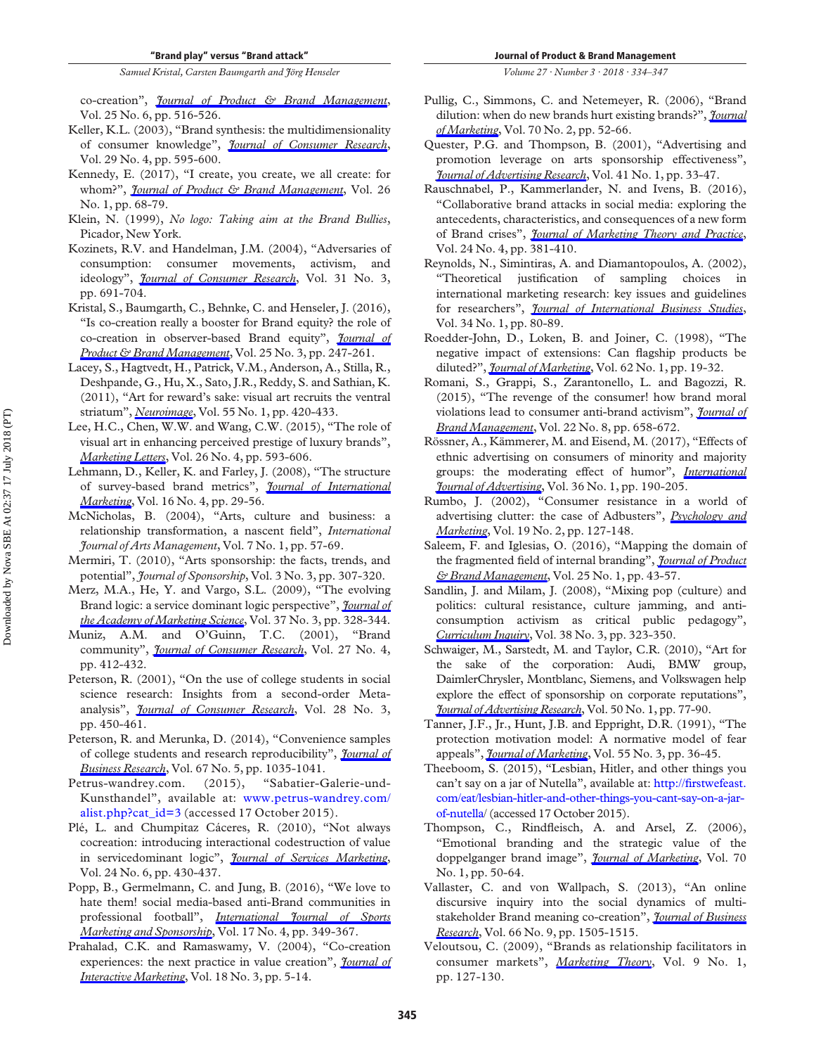co-creation", *Journal of Product & Brand Management*, Vol. 25 No. 6, pp. 516-526.

Keller, K.L. (2003), "Brand synthesis: the multidimensionality of consumer knowledge", *Journal of Consumer Research*, Vol. 29 No. 4, pp. 595-600.

Kennedy, E. (2017), "I create, you create, we all create: for whom?", *Journal of Product & Brand Management*, Vol. 26 No. 1, pp. 68-79.

Klein, N. (1999), *No logo: Taking aim at the Brand Bullies*, Picador, New York.

Kozinets, R.V. and Handelman, J.M. (2004), "Adversaries of consumption: consumer movements, activism, and ideology", *Journal of Consumer Research*, Vol. 31 No. 3, pp. 691-704.

Kristal, S., Baumgarth, C., Behnke, C. and Henseler, J. (2016), "Is co-creation really a booster for Brand equity? the role of co-creation in observer-based Brand equity", *Journal of Product & Brand Management*, Vol. 25 No. 3, pp. 247-261.

Lacey, S., Hagtvedt, H., Patrick, V.M., Anderson, A., Stilla, R., Deshpande, G., Hu, X., Sato, J.R., Reddy, S. and Sathian, K. (2011), "Art for reward's sake: visual art recruits the ventral striatum", *Neuroimage*, Vol. 55 No. 1, pp. 420-433.

Lee, H.C., Chen, W.W. and Wang, C.W. (2015), "The role of visual art in enhancing perceived prestige of luxury brands", *Marketing Letters*, Vol. 26 No. 4, pp. 593-606.

Lehmann, D., Keller, K. and Farley, J. (2008), "The structure of survey-based brand metrics", *Journal of International Marketing*, Vol. 16 No. 4, pp. 29-56.

McNicholas, B. (2004), "Arts, culture and business: a relationship transformation, a nascent field", *International Journal of Arts Management*, Vol. 7 No. 1, pp. 57-69.

Mermiri, T. (2010), "Arts sponsorship: the facts, trends, and potential", *Journal of Sponsorship*, Vol. 3 No. 3, pp. 307-320.

Merz, M.A., He, Y. and Vargo, S.L. (2009), "The evolving Brand logic: a service dominant logic perspective", *Journal of the Academy of Marketing Science*, Vol. 37 No. 3, pp. 328-344.

Muniz, A.M. and O'Guinn, T.C. (2001), "Brand community", *Journal of Consumer Research*, Vol. 27 No. 4, pp. 412-432.

Peterson, R. (2001), "On the use of college students in social science research: Insights from a second-order Meta-analysis", *Journal of Consumer Research*, Vol. 28 No. 3, pp. 450-461.

Peterson, R. and Merunka, D. (2014), "Convenience samples of college students and research reproducibility", *Journal of Business Research*, Vol. 67 No. 5, pp. 1035-1041.

Petrus-wandrey.com. (2015), "Sabatier-Galerie-und-Kunsthandel", available at: www.petrus-wandrey.com/alist.php?cat_id=3 (accessed 17 October 2015).

Plé, L. and Chumpitaz Cáceres, R. (2010), "Not always cocreation: introducing interactional codestruction of value in servicedominant logic", *Journal of Services Marketing*, Vol. 24 No. 6, pp. 430-437.

Popp, B., Germelmann, C. and Jung, B. (2016), "We love to hate them! social media-based anti-Brand communities in professional football", *International Journal of Sports Marketing and Sponsorship*, Vol. 17 No. 4, pp. 349-367.

Prahalad, C.K. and Ramaswamy, V. (2004), "Co-creation experiences: the next practice in value creation", *Journal of Interactive Marketing*, Vol. 18 No. 3, pp. 5-14.

Pullig, C., Simmons, C. and Netemeyer, R. (2006), "Brand dilution: when do new brands hurt existing brands?", *Journal of Marketing*, Vol. 70 No. 2, pp. 52-66.

Quester, P.G. and Thompson, B. (2001), "Advertising and promotion leverage on arts sponsorship effectiveness", *Journal of Advertising Research*, Vol. 41 No. 1, pp. 33-47.

Rauschnabel, P., Kammerlander, N. and Ivens, B. (2016), "Collaborative brand attacks in social media: exploring the antecedents, characteristics, and consequences of a new form of Brand crises", *Journal of Marketing Theory and Practice*, Vol. 24 No. 4, pp. 381-410.

Reynolds, N., Simintiras, A. and Diamantopoulos, A. (2002), "Theoretical justification of sampling choices in international marketing research: key issues and guidelines for researchers", *Journal of International Business Studies*, Vol. 34 No. 1, pp. 80-89.

Roedder-John, D., Loken, B. and Joiner, C. (1998), "The negative impact of extensions: Can flagship products be diluted?", *Journal of Marketing*, Vol. 62 No. 1, pp. 19-32.

Romani, S., Grappi, S., Zarantonello, L. and Bagozzi, R. (2015), "The revenge of the consumer! how brand moral violations lead to consumer anti-brand activism", *Journal of Brand Management*, Vol. 22 No. 8, pp. 658-672.

Rössner, A., Kämmerer, M. and Eisend, M. (2017), "Effects of ethnic advertising on consumers of minority and majority groups: the moderating effect of humor", *International Journal of Advertising*, Vol. 36 No. 1, pp. 190-205.

Rumbo, J. (2002), "Consumer resistance in a world of advertising clutter: the case of Adbusters", *Psychology and Marketing*, Vol. 19 No. 2, pp. 127-148.

Saleem, F. and Iglesias, O. (2016), "Mapping the domain of the fragmented field of internal branding", *Journal of Product & Brand Management*, Vol. 25 No. 1, pp. 43-57.

Sandlin, J. and Milam, J. (2008), "Mixing pop (culture) and politics: cultural resistance, culture jamming, and anti-consumption activism as critical public pedagogy", *Curriculum Inquiry*, Vol. 38 No. 3, pp. 323-350.

Schwaiger, M., Sarstedt, M. and Taylor, C.R. (2010), "Art for the sake of the corporation: Audi, BMW group, DaimlerChrysler, Montblanc, Siemens, and Volkswagen help explore the effect of sponsorship on corporate reputations", *Journal of Advertising Research*, Vol. 50 No. 1, pp. 77-90.

Tanner, J.F., Jr., Hunt, J.B. and Eppright, D.R. (1991), "The protection motivation model: A normative model of fear appeals", *Journal of Marketing*, Vol. 55 No. 3, pp. 36-45.

Theeboom, S. (2015), "Lesbian, Hitler, and other things you can't say on a jar of Nutella", available at: http://firstwefeast.com/eat/lesbian-hitler-and-other-things-you-cant-say-on-a-jar-of-nutella/ (accessed 17 October 2015).

Thompson, C., Rindfleisch, A. and Arsel, Z. (2006), "Emotional branding and the strategic value of the doppelganger brand image", *Journal of Marketing*, Vol. 70 No. 1, pp. 50-64.

Vallaster, C. and von Wallpach, S. (2013), "An online discursive inquiry into the social dynamics of multi-stakeholder Brand meaning co-creation", *Journal of Business Research*, Vol. 66 No. 9, pp. 1505-1515.

Veloutsou, C. (2009), "Brands as relationship facilitators in consumer markets", *Marketing Theory*, Vol. 9 No. 1, pp. 127-130.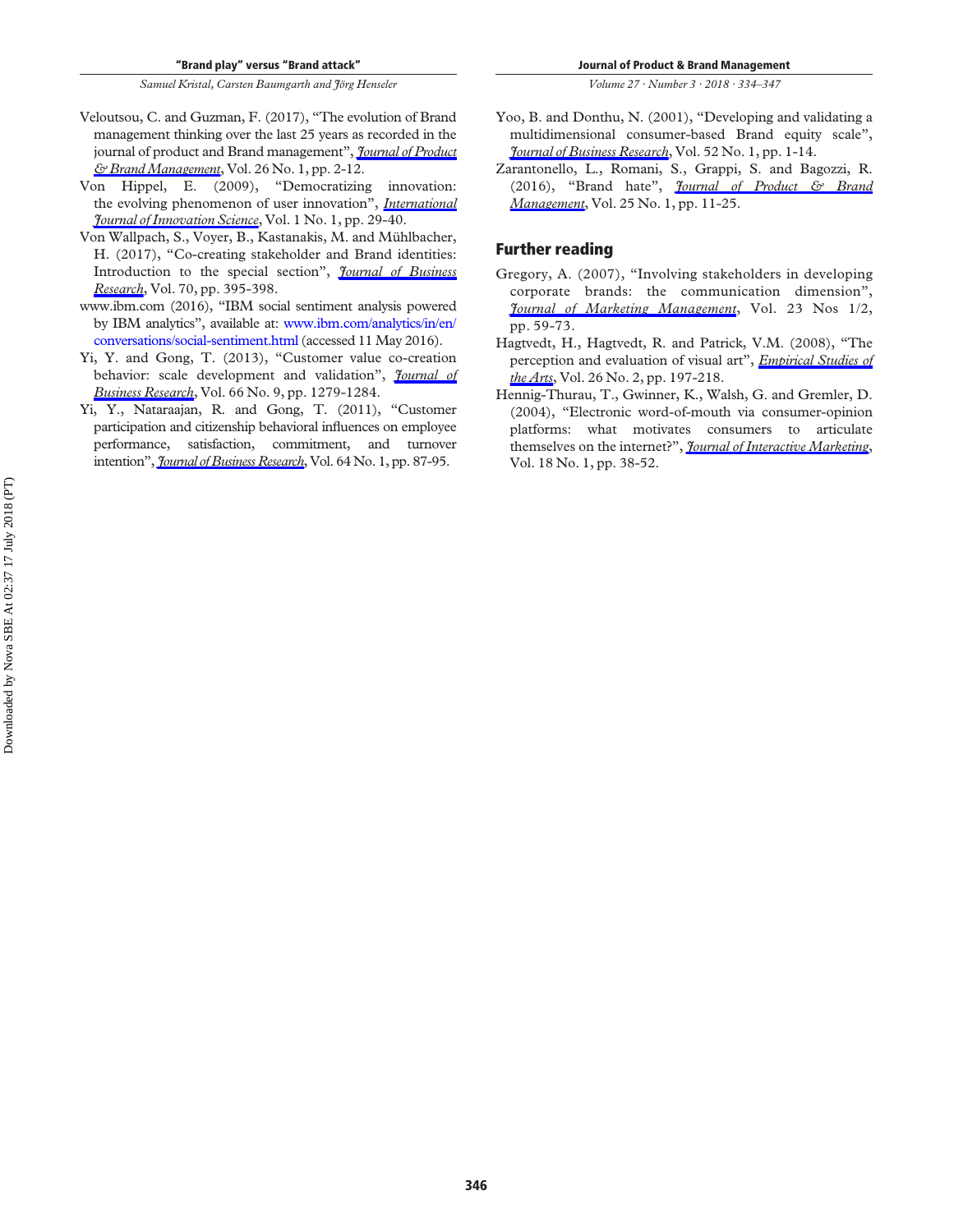Veloutsou, C. and Guzman, F. (2017), "The evolution of Brand management thinking over the last 25 years as recorded in the journal of product and Brand management", *Journal of Product & Brand Management*, Vol. 26 No. 1, pp. 2-12.

Von Hippel, E. (2009), "Democratizing innovation: the evolving phenomenon of user innovation", *International Journal of Innovation Science*, Vol. 1 No. 1, pp. 29-40.

Von Wallpach, S., Voyer, B., Kastanakis, M. and Mühlbacher, H. (2017), "Co-creating stakeholder and Brand identities: Introduction to the special section", *Journal of Business Research*, Vol. 70, pp. 395-398.

www.ibm.com (2016), "IBM social sentiment analysis powered by IBM analytics", available at: www.ibm.com/analytics/in/en/conversations/social-sentiment.html (accessed 11 May 2016).

Yi, Y. and Gong, T. (2013), "Customer value co-creation behavior: scale development and validation", *Journal of Business Research*, Vol. 66 No. 9, pp. 1279-1284.

Yi, Y., Nataraajan, R. and Gong, T. (2011), "Customer participation and citizenship behavioral influences on employee performance, satisfaction, commitment, and turnover intention", *Journal of Business Research*, Vol. 64 No. 1, pp. 87-95.

Yoo, B. and Donthu, N. (2001), "Developing and validating a multidimensional consumer-based Brand equity scale", *Journal of Business Research*, Vol. 52 No. 1, pp. 1-14.

Zarantonello, L., Romani, S., Grappi, S. and Bagozzi, R. (2016), "Brand hate", *Journal of Product & Brand Management*, Vol. 25 No. 1, pp. 11-25.

## Further reading

Gregory, A. (2007), "Involving stakeholders in developing corporate brands: the communication dimension", *Journal of Marketing Management*, Vol. 23 Nos 1/2, pp. 59-73.

Hagtvedt, H., Hagtvedt, R. and Patrick, V.M. (2008), "The perception and evaluation of visual art", *Empirical Studies of the Arts*, Vol. 26 No. 2, pp. 197-218.

Hennig-Thurau, T., Gwinner, K., Walsh, G. and Gremler, D. (2004), "Electronic word-of-mouth via consumer-opinion platforms: what motivates consumers to articulate themselves on the internet?", *Journal of Interactive Marketing*, Vol. 18 No. 1, pp. 38-52.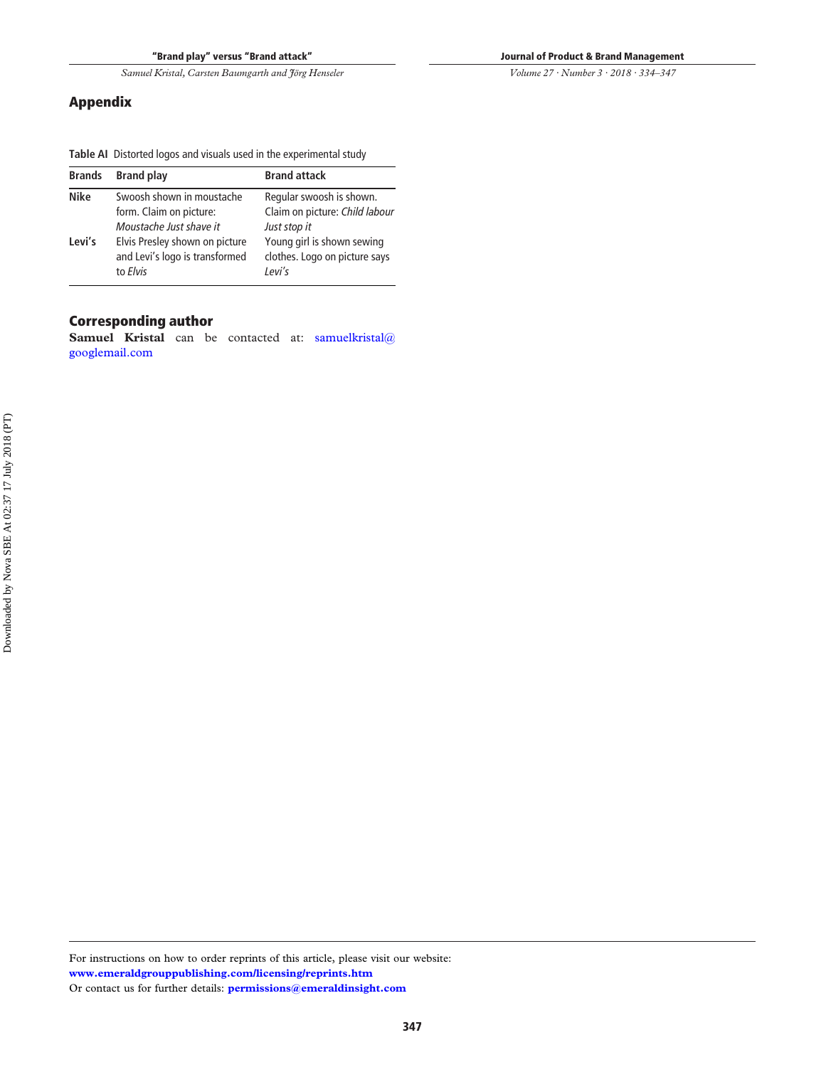## Appendix

**Table AI** Distorted logos and visuals used in the experimental study

| Brands | Brand play | Brand attack |
|---|---|---|
| **Nike** | Swoosh shown in moustache form. Claim on picture: *Moustache Just shave it* | Regular swoosh is shown. Claim on picture: *Child labour Just stop it* |
| **Levi's** | Elvis Presley shown on picture and Levi's logo is transformed to *Elvis* | Young girl is shown sewing clothes. Logo on picture says *Levi's* |

## Corresponding author

**Samuel Kristal** can be contacted at: samuelkristal@googlemail.com

For instructions on how to order reprints of this article, please visit our website:
**www.emeraldgrouppublishing.com/licensing/reprints.htm**
Or contact us for further details: **permissions@emeraldinsight.com**